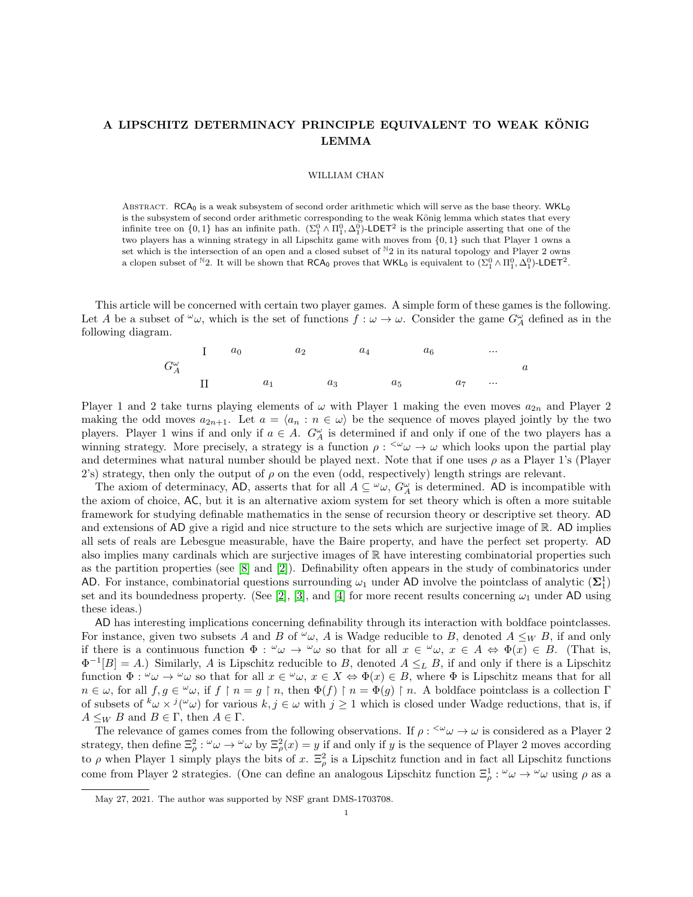# A LIPSCHITZ DETERMINACY PRINCIPLE EQUIVALENT TO WEAK KÖNIG LEMMA

WILLIAM CHAN

Abstract. $\mathsf{RCA_0}$ is a weak subsystem of second order arithmetic which will serve as the base theory. $\mathsf{WKL_0}$ is the subsystem of second order arithmetic corresponding to the weak König lemma which states that every infinite tree on $\{0,1\}$ has an infinite path. $(\Sigma^0_1 \wedge \Pi^0_1, \Delta^0_1)$-$\mathsf{LDET}^2$ is the principle asserting that one of the two players has a winning strategy in all Lipschitz game with moves from $\{0,1\}$ such that Player 1 owns a set which is the intersection of an open and a closed subset of ${}^{\mathbb{N}}2$ in its natural topology and Player 2 owns a clopen subset of ${}^{\mathbb{N}}2$. It will be shown that $\mathsf{RCA_0}$ proves that $\mathsf{WKL_0}$ is equivalent to $(\Sigma^0_1 \wedge \Pi^0_1, \Delta^0_1)$-$\mathsf{LDET}^2$.

This article will be concerned with certain two player games. A simple form of these games is the following. Let $A$ be a subset of ${}^\omega\omega$, which is the set of functions $f : \omega \to \omega$. Consider the game $G^\omega_A$ defined as in the following diagram.

$$
G^\omega_A \quad
\begin{array}{c|cccccccccc}
\text{I} & a_0 & & a_2 & & a_4 & & a_6 & & \cdots & \\
 & & & & & & & & & & a \\
\text{II} & & a_1 & & a_3 & & a_5 & & a_7 & \cdots &
\end{array}
$$

Player 1 and 2 take turns playing elements of $\omega$ with Player 1 making the even moves $a_{2n}$ and Player 2 making the odd moves $a_{2n+1}$. Let $a = \langle a_n : n \in \omega\rangle$ be the sequence of moves played jointly by the two players. Player 1 wins if and only if $a \in A$. $G^\omega_A$ is determined if and only if one of the two players has a winning strategy. More precisely, a strategy is a function $\rho : {}^{<\omega}\omega \to \omega$ which looks upon the partial play and determines what natural number should be played next. Note that if one uses $\rho$ as a Player 1's (Player 2's) strategy, then only the output of $\rho$ on the even (odd, respectively) length strings are relevant.

The axiom of determinacy, $\mathsf{AD}$, asserts that for all $A \subseteq {}^\omega\omega$, $G^\omega_A$ is determined. $\mathsf{AD}$ is incompatible with the axiom of choice, $\mathsf{AC}$, but it is an alternative axiom system for set theory which is often a more suitable framework for studying definable mathematics in the sense of recursion theory or descriptive set theory. $\mathsf{AD}$ and extensions of $\mathsf{AD}$ give a rigid and nice structure to the sets which are surjective image of $\mathbb{R}$. $\mathsf{AD}$ implies all sets of reals are Lebesgue measurable, have the Baire property, and have the perfect set property. $\mathsf{AD}$ also implies many cardinals which are surjective images of $\mathbb{R}$ have interesting combinatorial properties such as the partition properties (see [8] and [2]). Definability often appears in the study of combinatorics under $\mathsf{AD}$. For instance, combinatorial questions surrounding $\omega_1$ under $\mathsf{AD}$ involve the pointclass of analytic ($\boldsymbol{\Sigma}^1_1$) set and its boundedness property. (See [2], [3], and [4] for more recent results concerning $\omega_1$ under $\mathsf{AD}$ using these ideas.)

$\mathsf{AD}$ has interesting implications concerning definability through its interaction with boldface pointclasses. For instance, given two subsets $A$ and $B$ of ${}^\omega\omega$, $A$ is Wadge reducible to $B$, denoted $A \leq_W B$, if and only if there is a continuous function $\Phi : {}^\omega\omega \to {}^\omega\omega$ so that for all $x \in {}^\omega\omega$, $x \in A \Leftrightarrow \Phi(x) \in B$. (That is, $\Phi^{-1}[B] = A$.) Similarly, $A$ is Lipschitz reducible to $B$, denoted $A \leq_L B$, if and only if there is a Lipschitz function $\Phi : {}^\omega\omega \to {}^\omega\omega$ so that for all $x \in {}^\omega\omega$, $x \in X \Leftrightarrow \Phi(x) \in B$, where $\Phi$ is Lipschitz means that for all $n \in \omega$, for all $f, g \in {}^\omega\omega$, if $f \restriction n = g \restriction n$, then $\Phi(f) \restriction n = \Phi(g) \restriction n$. A boldface pointclass is a collection $\Gamma$ of subsets of ${}^k\omega \times {}^j({}^\omega\omega)$ for various $k, j \in \omega$ with $j \geq 1$ which is closed under Wadge reductions, that is, if $A \leq_W B$ and $B \in \Gamma$, then $A \in \Gamma$.

The relevance of games comes from the following observations. If $\rho : {}^{<\omega}\omega \to \omega$ is considered as a Player 2 strategy, then define $\Xi^2_\rho : {}^\omega\omega \to {}^\omega\omega$ by $\Xi^2_\rho(x) = y$ if and only if $y$ is the sequence of Player 2 moves according to $\rho$ when Player 1 simply plays the bits of $x$. $\Xi^2_\rho$ is a Lipschitz function and in fact all Lipschitz functions come from Player 2 strategies. (One can define an analogous Lipschitz function $\Xi^1_\rho : {}^\omega\omega \to {}^\omega\omega$ using $\rho$ as a

May 27, 2021. The author was supported by NSF grant DMS-1703708.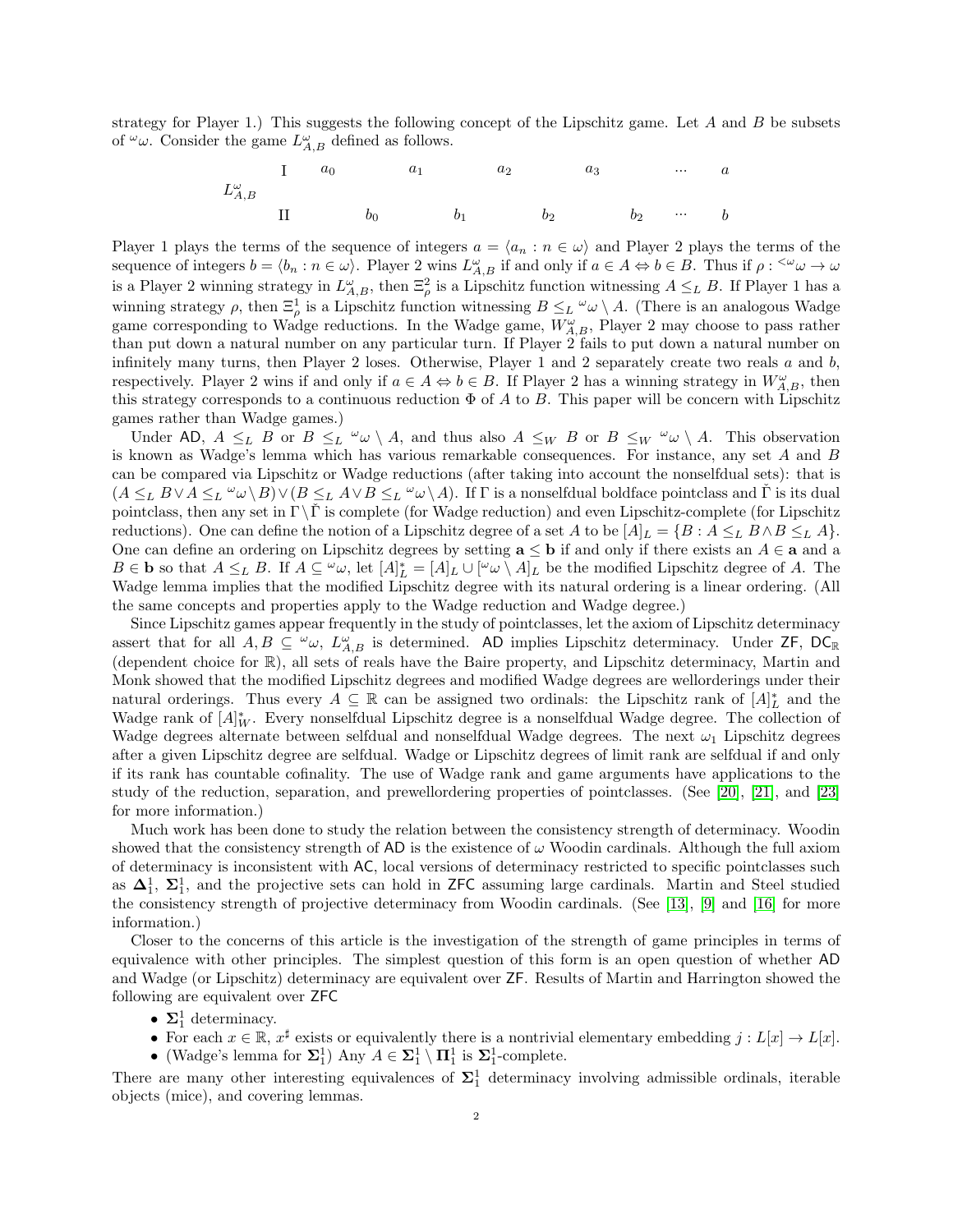strategy for Player 1.) This suggests the following concept of the Lipschitz game. Let $A$ and $B$ be subsets of ${}^\omega\omega$. Consider the game $L^\omega_{A,B}$ defined as follows.

$$
\begin{array}{llllllll}
 & \text{I} & a_0 & \quad a_1 & \quad a_2 & \quad a_3 & \quad \cdots & a \\
L^\omega_{A,B} & & & & & & & \\
 & \text{II} & \quad b_0 & \quad b_1 & \quad b_2 & \quad b_2 & \cdots & b
\end{array}
$$

Player 1 plays the terms of the sequence of integers $a = \langle a_n : n \in \omega \rangle$ and Player 2 plays the terms of the sequence of integers $b = \langle b_n : n \in \omega \rangle$. Player 2 wins $L^\omega_{A,B}$ if and only if $a \in A \Leftrightarrow b \in B$. Thus if $\rho : {}^{<\omega}\omega \to \omega$ is a Player 2 winning strategy in $L^\omega_{A,B}$, then $\Xi^2_\rho$ is a Lipschitz function witnessing $A \leq_L B$. If Player 1 has a winning strategy $\rho$, then $\Xi^1_\rho$ is a Lipschitz function witnessing $B \leq_L {}^\omega\omega \setminus A$. (There is an analogous Wadge game corresponding to Wadge reductions. In the Wadge game, $W^\omega_{A,B}$, Player 2 may choose to pass rather than put down a natural number on any particular turn. If Player 2 fails to put down a natural number on infinitely many turns, then Player 2 loses. Otherwise, Player 1 and 2 separately create two reals $a$ and $b$, respectively. Player 2 wins if and only if $a \in A \Leftrightarrow b \in B$. If Player 2 has a winning strategy in $W^\omega_{A,B}$, then this strategy corresponds to a continuous reduction $\Phi$ of $A$ to $B$. This paper will be concern with Lipschitz games rather than Wadge games.)

Under $\mathsf{AD}$, $A \leq_L B$ or $B \leq_L {}^\omega\omega \setminus A$, and thus also $A \leq_W B$ or $B \leq_W {}^\omega\omega \setminus A$. This observation is known as Wadge's lemma which has various remarkable consequences. For instance, any set $A$ and $B$ can be compared via Lipschitz or Wadge reductions (after taking into account the nonselfdual sets): that is $(A \leq_L B \vee A \leq_L {}^\omega\omega \setminus B) \vee (B \leq_L A \vee B \leq_L {}^\omega\omega \setminus A)$. If $\Gamma$ is a nonselfdual boldface pointclass and $\check{\Gamma}$ is its dual pointclass, then any set in $\Gamma \setminus \check{\Gamma}$ is complete (for Wadge reduction) and even Lipschitz-complete (for Lipschitz reductions). One can define the notion of a Lipschitz degree of a set $A$ to be $[A]_L = \{B : A \leq_L B \wedge B \leq_L A\}$. One can define an ordering on Lipschitz degrees by setting $\mathbf{a} \leq \mathbf{b}$ if and only if there exists an $A \in \mathbf{a}$ and a $B \in \mathbf{b}$ so that $A \leq_L B$. If $A \subseteq {}^\omega\omega$, let $[A]^*_L = [A]_L \cup [{}^\omega\omega \setminus A]_L$ be the modified Lipschitz degree of $A$. The Wadge lemma implies that the modified Lipschitz degree with its natural ordering is a linear ordering. (All the same concepts and properties apply to the Wadge reduction and Wadge degree.)

Since Lipschitz games appear frequently in the study of pointclasses, let the axiom of Lipschitz determinacy assert that for all $A, B \subseteq {}^\omega\omega$, $L^\omega_{A,B}$ is determined. $\mathsf{AD}$ implies Lipschitz determinacy. Under $\mathsf{ZF}$, $\mathsf{DC}_\mathbb{R}$ (dependent choice for $\mathbb{R}$), all sets of reals have the Baire property, and Lipschitz determinacy, Martin and Monk showed that the modified Lipschitz degrees and modified Wadge degrees are wellorderings under their natural orderings. Thus every $A \subseteq \mathbb{R}$ can be assigned two ordinals: the Lipschitz rank of $[A]^*_L$ and the Wadge rank of $[A]^*_W$. Every nonselfdual Lipschitz degree is a nonselfdual Wadge degree. The collection of Wadge degrees alternate between selfdual and nonselfdual Wadge degrees. The next $\omega_1$ Lipschitz degrees after a given Lipschitz degree are selfdual. Wadge or Lipschitz degrees of limit rank are selfdual if and only if its rank has countable cofinality. The use of Wadge rank and game arguments have applications to the study of the reduction, separation, and prewellordering properties of pointclasses. (See [20], [21], and [23] for more information.)

Much work has been done to study the relation between the consistency strength of determinacy. Woodin showed that the consistency strength of $\mathsf{AD}$ is the existence of $\omega$ Woodin cardinals. Although the full axiom of determinacy is inconsistent with $\mathsf{AC}$, local versions of determinacy restricted to specific pointclasses such as $\mathbf{\Delta}^1_1$, $\mathbf{\Sigma}^1_1$, and the projective sets can hold in $\mathsf{ZFC}$ assuming large cardinals. Martin and Steel studied the consistency strength of projective determinacy from Woodin cardinals. (See [13], [9] and [16] for more information.)

Closer to the concerns of this article is the investigation of the strength of game principles in terms of equivalence with other principles. The simplest question of this form is an open question of whether $\mathsf{AD}$ and Wadge (or Lipschitz) determinacy are equivalent over $\mathsf{ZF}$. Results of Martin and Harrington showed the following are equivalent over $\mathsf{ZFC}$

- $\mathbf{\Sigma}^1_1$ determinacy.
- For each $x \in \mathbb{R}$, $x^\sharp$ exists or equivalently there is a nontrivial elementary embedding $j : L[x] \to L[x]$.
- (Wadge's lemma for $\mathbf{\Sigma}^1_1$) Any $A \in \mathbf{\Sigma}^1_1 \setminus \mathbf{\Pi}^1_1$ is $\mathbf{\Sigma}^1_1$-complete.

There are many other interesting equivalences of $\mathbf{\Sigma}^1_1$ determinacy involving admissible ordinals, iterable objects (mice), and covering lemmas.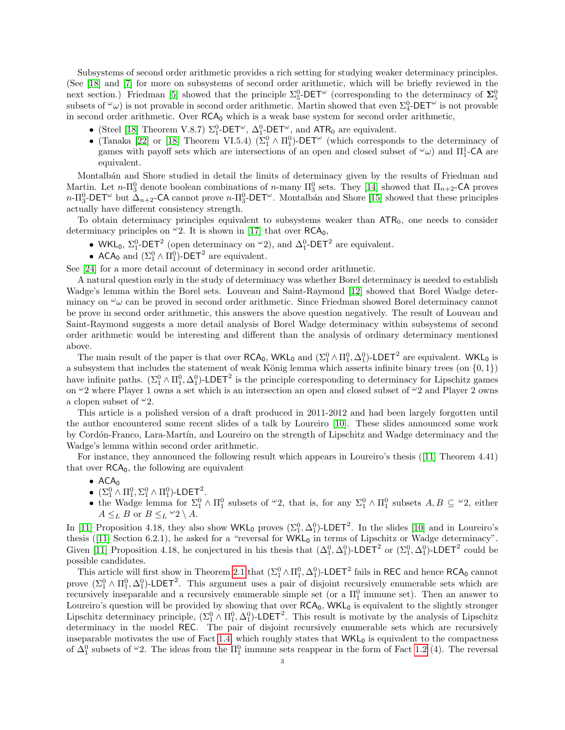Subsystems of second order arithmetic provides a rich setting for studying weaker determinacy principles. (See [18] and [7] for more on subsystems of second order arithmetic, which will be briefly reviewed in the next section.) Friedman [5] showed that the principle $\Sigma^0_5$-$\mathsf{DET}^\omega$ (corresponding to the determinacy of $\mathbf{\Sigma}^0_5$ subsets of ${}^\omega\omega$) is not provable in second order arithmetic. Martin showed that even $\Sigma^0_4$-$\mathsf{DET}^\omega$ is not provable in second order arithmetic. Over $\mathsf{RCA}_0$ which is a weak base system for second order arithmetic,

- (Steel [18] Theorem V.8.7) $\Sigma^0_1$-$\mathsf{DET}^\omega$, $\Delta^0_1$-$\mathsf{DET}^\omega$, and $\mathsf{ATR}_0$ are equivalent.
- (Tanaka [22] or [18] Theorem VI.5.4) $(\Sigma^0_1 \wedge \Pi^0_1)$-$\mathsf{DET}^\omega$ (which corresponds to the determinacy of games with payoff sets which are intersections of an open and closed subset of ${}^\omega\omega$) and $\Pi^1_1$-$\mathsf{CA}$ are equivalent.

Montalbán and Shore studied in detail the limits of determinacy given by the results of Friedman and Martin. Let $n$-$\Pi^0_3$ denote boolean combinations of $n$-many $\Pi^0_3$ sets. They [14] showed that $\Pi_{n+2}$-$\mathsf{CA}$ proves $n$-$\Pi^0_3$-$\mathsf{DET}^\omega$ but $\Delta_{n+2}$-$\mathsf{CA}$ cannot prove $n$-$\Pi^0_3$-$\mathsf{DET}^\omega$. Montalbán and Shore [15] showed that these principles actually have different consistency strength.

To obtain determinacy principles equivalent to subsystems weaker than $\mathsf{ATR}_0$, one needs to consider determinacy principles on ${}^\omega 2$. It is shown in [17] that over $\mathsf{RCA}_0$,

- $\mathsf{WKL}_0$, $\Sigma^0_1$-$\mathsf{DET}^2$ (open determinacy on ${}^\omega 2$), and $\Delta^0_1$-$\mathsf{DET}^2$ are equivalent.
- $\mathsf{ACA}_0$ and $(\Sigma^0_1 \wedge \Pi^0_1)$-$\mathsf{DET}^2$ are equivalent.

See [24] for a more detail account of determinacy in second order arithmetic.

A natural question early in the study of determinacy was whether Borel determinacy is needed to establish Wadge's lemma within the Borel sets. Louveau and Saint-Raymond [12] showed that Borel Wadge determinacy on ${}^\omega\omega$ can be proved in second order arithmetic. Since Friedman showed Borel determinacy cannot be prove in second order arithmetic, this answers the above question negatively. The result of Louveau and Saint-Raymond suggests a more detail analysis of Borel Wadge determinacy within subsystems of second order arithmetic would be interesting and different than the analysis of ordinary determinacy mentioned above.

The main result of the paper is that over $\mathsf{RCA}_0$, $\mathsf{WKL}_0$ and $(\Sigma^0_1 \wedge \Pi^0_1, \Delta^0_1)$-$\mathsf{LDET}^2$ are equivalent. $\mathsf{WKL}_0$ is a subsystem that includes the statement of weak König lemma which asserts infinite binary trees (on $\{0,1\}$) have infinite paths. $(\Sigma^0_1 \wedge \Pi^0_1, \Delta^0_1)$-$\mathsf{LDET}^2$ is the principle corresponding to determinacy for Lipschitz games on ${}^\omega 2$ where Player 1 owns a set which is an intersection an open and closed subset of ${}^\omega 2$ and Player 2 owns a clopen subset of ${}^\omega 2$.

This article is a polished version of a draft produced in 2011-2012 and had been largely forgotten until the author encountered some recent slides of a talk by Loureiro [10]. These slides announced some work by Cordón-Franco, Lara-Martín, and Loureiro on the strength of Lipschitz and Wadge determinacy and the Wadge's lemma within second order arithmetic.

For instance, they announced the following result which appears in Loureiro's thesis ([11] Theorem 4.41) that over $\mathsf{RCA}_0$, the following are equivalent

- $\mathsf{ACA}_0$
- $(\Sigma^0_1 \wedge \Pi^0_1, \Sigma^0_1 \wedge \Pi^0_1)$-$\mathsf{LDET}^2$.
- the Wadge lemma for $\Sigma^0_1 \wedge \Pi^0_1$ subsets of ${}^\omega 2$, that is, for any $\Sigma^0_1 \wedge \Pi^0_1$ subsets $A, B \subseteq {}^\omega 2$, either $A \leq_L B$ or $B \leq_L {}^\omega 2 \setminus A$.

In [11] Proposition 4.18, they also show $\mathsf{WKL}_0$ proves $(\Sigma^0_1, \Delta^0_1)$-$\mathsf{LDET}^2$. In the slides [10] and in Loureiro's thesis ([11] Section 6.2.1), he asked for a "reversal for $\mathsf{WKL}_0$ in terms of Lipschitz or Wadge determinacy". Given [11] Proposition 4.18, he conjectured in his thesis that $(\Delta^0_1, \Delta^0_1)$-$\mathsf{LDET}^2$ or $(\Sigma^0_1, \Delta^0_1)$-$\mathsf{LDET}^2$ could be possible candidates.

This article will first show in Theorem 2.1 that $(\Sigma^0_1 \wedge \Pi^0_1, \Delta^0_1)$-$\mathsf{LDET}^2$ fails in $\mathsf{REC}$ and hence $\mathsf{RCA}_0$ cannot prove $(\Sigma^0_1 \wedge \Pi^0_1, \Delta^0_1)$-$\mathsf{LDET}^2$. This argument uses a pair of disjoint recursively enumerable sets which are recursively inseparable and a recursively enumerable simple set (or a $\Pi^0_1$ immune set). Then an answer to Loureiro's question will be provided by showing that over $\mathsf{RCA}_0$, $\mathsf{WKL}_0$ is equivalent to the slightly stronger Lipschitz determinacy principle, $(\Sigma^0_1 \wedge \Pi^0_1, \Delta^0_1)$-$\mathsf{LDET}^2$. This result is motivate by the analysis of Lipschitz determinacy in the model $\mathsf{REC}$. The pair of disjoint recursively enumerable sets which are recursively inseparable motivates the use of Fact 1.4 which roughly states that $\mathsf{WKL}_0$ is equivalent to the compactness of $\Delta^0_1$ subsets of ${}^\omega 2$. The ideas from the $\Pi^0_1$ immune sets reappear in the form of Fact 1.2 (4). The reversal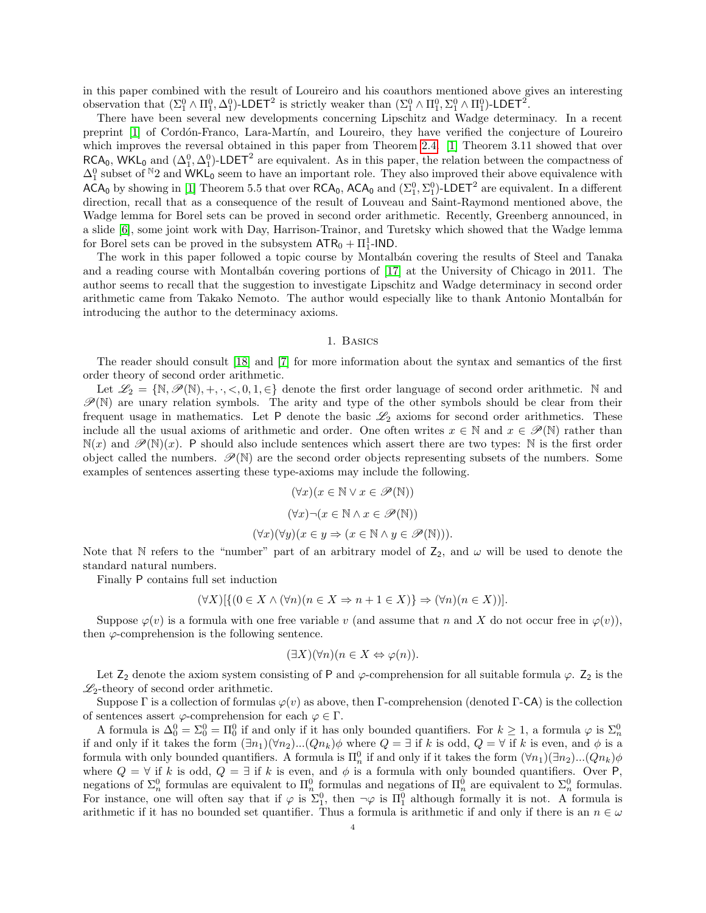in this paper combined with the result of Loureiro and his coauthors mentioned above gives an interesting observation that $(\Sigma^0_1 \wedge \Pi^0_1, \Delta^0_1)$-$\mathsf{LDET}^2$ is strictly weaker than $(\Sigma^0_1 \wedge \Pi^0_1, \Sigma^0_1 \wedge \Pi^0_1)$-$\mathsf{LDET}^2$.

There have been several new developments concerning Lipschitz and Wadge determinacy. In a recent preprint [1] of Cordón-Franco, Lara-Martín, and Loureiro, they have verified the conjecture of Loureiro which improves the reversal obtained in this paper from Theorem 2.4. [1] Theorem 3.11 showed that over $\mathsf{RCA}_0$, $\mathsf{WKL}_0$ and $(\Delta^0_1, \Delta^0_1)$-$\mathsf{LDET}^2$ are equivalent. As in this paper, the relation between the compactness of $\Delta^0_1$ subset of ${}^{\mathbb{N}}2$ and $\mathsf{WKL}_0$ seem to have an important role. They also improved their above equivalence with $\mathsf{ACA}_0$ by showing in [1] Theorem 5.5 that over $\mathsf{RCA}_0$, $\mathsf{ACA}_0$ and $(\Sigma^0_1, \Sigma^0_1)$-$\mathsf{LDET}^2$ are equivalent. In a different direction, recall that as a consequence of the result of Louveau and Saint-Raymond mentioned above, the Wadge lemma for Borel sets can be proved in second order arithmetic. Recently, Greenberg announced, in a slide [6], some joint work with Day, Harrison-Trainor, and Turetsky which showed that the Wadge lemma for Borel sets can be proved in the subsystem $\mathsf{ATR}_0 + \Pi^1_1$-$\mathsf{IND}$.

The work in this paper followed a topic course by Montalbán covering the results of Steel and Tanaka and a reading course with Montalbán covering portions of [17] at the University of Chicago in 2011. The author seems to recall that the suggestion to investigate Lipschitz and Wadge determinacy in second order arithmetic came from Takako Nemoto. The author would especially like to thank Antonio Montalbán for introducing the author to the determinacy axioms.

## 1. Basics

The reader should consult [18] and [7] for more information about the syntax and semantics of the first order theory of second order arithmetic.

Let $\mathscr{L}_2 = \{\mathbb{N}, \mathscr{P}(\mathbb{N}), +, \cdot, <, 0, 1, \in\}$ denote the first order language of second order arithmetic. $\mathbb{N}$ and $\mathscr{P}(\mathbb{N})$ are unary relation symbols. The arity and type of the other symbols should be clear from their frequent usage in mathematics. Let $\mathsf{P}$ denote the basic $\mathscr{L}_2$ axioms for second order arithmetics. These include all the usual axioms of arithmetic and order. One often writes $x \in \mathbb{N}$ and $x \in \mathscr{P}(\mathbb{N})$ rather than $\mathbb{N}(x)$ and $\mathscr{P}(\mathbb{N})(x)$. $\mathsf{P}$ should also include sentences which assert there are two types: $\mathbb{N}$ is the first order object called the numbers. $\mathscr{P}(\mathbb{N})$ are the second order objects representing subsets of the numbers. Some examples of sentences asserting these type-axioms may include the following.

$$(\forall x)(x \in \mathbb{N} \vee x \in \mathscr{P}(\mathbb{N}))$$

$$(\forall x)\neg(x \in \mathbb{N} \wedge x \in \mathscr{P}(\mathbb{N}))$$

$$(\forall x)(\forall y)(x \in y \Rightarrow (x \in \mathbb{N} \wedge y \in \mathscr{P}(\mathbb{N}))).$$

Note that $\mathbb{N}$ refers to the "number" part of an arbitrary model of $\mathsf{Z}_2$, and $\omega$ will be used to denote the standard natural numbers.

Finally $\mathsf{P}$ contains full set induction

$$(\forall X)[\{(0 \in X \wedge (\forall n)(n \in X \Rightarrow n+1 \in X)\} \Rightarrow (\forall n)(n \in X))].$$

Suppose $\varphi(v)$ is a formula with one free variable $v$ (and assume that $n$ and $X$ do not occur free in $\varphi(v)$), then $\varphi$-comprehension is the following sentence.

$$(\exists X)(\forall n)(n \in X \Leftrightarrow \varphi(n)).$$

Let $\mathsf{Z}_2$ denote the axiom system consisting of $\mathsf{P}$ and $\varphi$-comprehension for all suitable formula $\varphi$. $\mathsf{Z}_2$ is the $\mathscr{L}_2$-theory of second order arithmetic.

Suppose $\Gamma$ is a collection of formulas $\varphi(v)$ as above, then $\Gamma$-comprehension (denoted $\Gamma$-$\mathsf{CA}$) is the collection of sentences assert $\varphi$-comprehension for each $\varphi \in \Gamma$.

A formula is $\Delta^0_0 = \Sigma^0_0 = \Pi^0_0$ if and only if it has only bounded quantifiers. For $k \geq 1$, a formula $\varphi$ is $\Sigma^0_n$ if and only if it takes the form $(\exists n_1)(\forall n_2)...(Qn_k)\phi$ where $Q = \exists$ if $k$ is odd, $Q = \forall$ if $k$ is even, and $\phi$ is a formula with only bounded quantifiers. A formula is $\Pi^0_n$ if and only if it takes the form $(\forall n_1)(\exists n_2)...(Qn_k)\phi$ where $Q = \forall$ if $k$ is odd, $Q = \exists$ if $k$ is even, and $\phi$ is a formula with only bounded quantifiers. Over $\mathsf{P}$, negations of $\Sigma^0_n$ formulas are equivalent to $\Pi^0_n$ formulas and negations of $\Pi^0_n$ are equivalent to $\Sigma^0_n$ formulas. For instance, one will often say that if $\varphi$ is $\Sigma^0_1$, then $\neg\varphi$ is $\Pi^0_1$ although formally it is not. A formula is arithmetic if it has no bounded set quantifier. Thus a formula is arithmetic if and only if there is an $n \in \omega$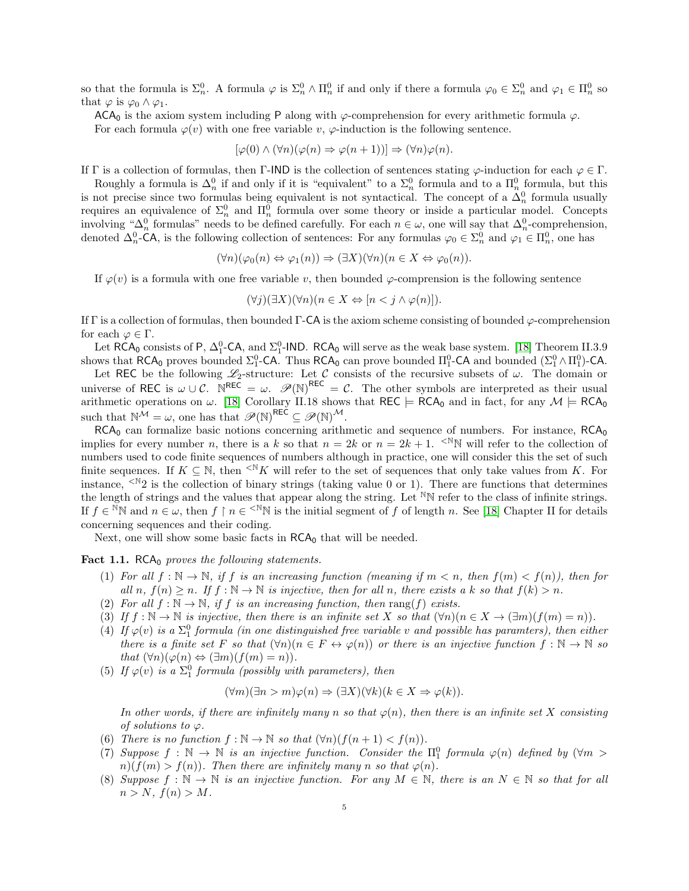so that the formula is $\Sigma_n^0$. A formula $\varphi$ is $\Sigma_n^0 \wedge \Pi_n^0$ if and only if there a formula $\varphi_0 \in \Sigma_n^0$ and $\varphi_1 \in \Pi_n^0$ so that $\varphi$ is $\varphi_0 \wedge \varphi_1$.

$\mathsf{ACA_0}$ is the axiom system including $\mathsf{P}$ along with $\varphi$-comprehension for every arithmetic formula $\varphi$.

For each formula $\varphi(v)$ with one free variable $v$, $\varphi$-induction is the following sentence.

$$[\varphi(0) \wedge (\forall n)(\varphi(n) \Rightarrow \varphi(n+1))] \Rightarrow (\forall n)\varphi(n).$$

If $\Gamma$ is a collection of formulas, then $\Gamma$-$\mathsf{IND}$ is the collection of sentences stating $\varphi$-induction for each $\varphi \in \Gamma$.

Roughly a formula is $\Delta_n^0$ if and only if it is "equivalent" to a $\Sigma_n^0$ formula and to a $\Pi_n^0$ formula, but this is not precise since two formulas being equivalent is not syntactical. The concept of a $\Delta_n^0$ formula usually requires an equivalence of $\Sigma_n^0$ and $\Pi_n^0$ formula over some theory or inside a particular model. Concepts involving "$\Delta_n^0$ formulas" needs to be defined carefully. For each $n \in \omega$, one will say that $\Delta_n^0$-comprehension, denoted $\Delta_n^0$-$\mathsf{CA}$, is the following collection of sentences: For any formulas $\varphi_0 \in \Sigma_n^0$ and $\varphi_1 \in \Pi_n^0$, one has

$$(\forall n)(\varphi_0(n) \Leftrightarrow \varphi_1(n)) \Rightarrow (\exists X)(\forall n)(n \in X \Leftrightarrow \varphi_0(n)).$$

If $\varphi(v)$ is a formula with one free variable $v$, then bounded $\varphi$-comprension is the following sentence

$$(\forall j)(\exists X)(\forall n)(n \in X \Leftrightarrow [n < j \wedge \varphi(n)]).$$

If $\Gamma$ is a collection of formulas, then bounded $\Gamma$-$\mathsf{CA}$ is the axiom scheme consisting of bounded $\varphi$-comprehension for each $\varphi \in \Gamma$.

Let $\mathsf{RCA_0}$ consists of $\mathsf{P}$, $\Delta_1^0$-$\mathsf{CA}$, and $\Sigma_1^0$-$\mathsf{IND}$. $\mathsf{RCA_0}$ will serve as the weak base system. [18] Theorem II.3.9 shows that $\mathsf{RCA_0}$ proves bounded $\Sigma_1^0$-$\mathsf{CA}$. Thus $\mathsf{RCA_0}$ can prove bounded $\Pi_1^0$-$\mathsf{CA}$ and bounded $(\Sigma_1^0 \wedge \Pi_1^0)$-$\mathsf{CA}$.

Let $\mathsf{REC}$ be the following $\mathscr{L}_2$-structure: Let $\mathcal{C}$ consists of the recursive subsets of $\omega$. The domain or universe of $\mathsf{REC}$ is $\omega \cup \mathcal{C}$. $\mathbb{N}^{\mathsf{REC}} = \omega$. $\mathscr{P}(\mathbb{N})^{\mathsf{REC}} = \mathcal{C}$. The other symbols are interpreted as their usual arithmetic operations on $\omega$. [18] Corollary II.18 shows that $\mathsf{REC} \models \mathsf{RCA_0}$ and in fact, for any $\mathcal{M} \models \mathsf{RCA_0}$ such that $\mathbb{N}^{\mathcal{M}} = \omega$, one has that $\mathscr{P}(\mathbb{N})^{\mathsf{REC}} \subseteq \mathscr{P}(\mathbb{N})^{\mathcal{M}}$.

$\mathsf{RCA_0}$ can formalize basic notions concerning arithmetic and sequence of numbers. For instance, $\mathsf{RCA_0}$ implies for every number $n$, there is a $k$ so that $n = 2k$ or $n = 2k+1$. ${}^{<\mathbb{N}}\mathbb{N}$ will refer to the collection of numbers used to code finite sequences of numbers although in practice, one will consider this the set of such finite sequences. If $K \subseteq \mathbb{N}$, then ${}^{<\mathbb{N}}K$ will refer to the set of sequences that only take values from $K$. For instance, ${}^{<\mathbb{N}}2$ is the collection of binary strings (taking value 0 or 1). There are functions that determines the length of strings and the values that appear along the string. Let ${}^{\mathbb{N}}\mathbb{N}$ refer to the class of infinite strings. If $f \in {}^{\mathbb{N}}\mathbb{N}$ and $n \in \omega$, then $f \upharpoonright n \in {}^{<\mathbb{N}}\mathbb{N}$ is the initial segment of $f$ of length $n$. See [18] Chapter II for details concerning sequences and their coding.

Next, one will show some basic facts in $\mathsf{RCA_0}$ that will be needed.

**Fact 1.1.** $\mathsf{RCA_0}$ *proves the following statements.*

(1) *For all $f : \mathbb{N} \to \mathbb{N}$, if $f$ is an increasing function (meaning if $m < n$, then $f(m) < f(n)$), then for all $n$, $f(n) \geq n$. If $f : \mathbb{N} \to \mathbb{N}$ is injective, then for all $n$, there exists a $k$ so that $f(k) > n$.*
(2) *For all $f : \mathbb{N} \to \mathbb{N}$, if $f$ is an increasing function, then $\text{rang}(f)$ exists.*
(3) *If $f : \mathbb{N} \to \mathbb{N}$ is injective, then there is an infinite set $X$ so that $(\forall n)(n \in X \to (\exists m)(f(m) = n))$.*
(4) *If $\varphi(v)$ is a $\Sigma_1^0$ formula (in one distinguished free variable $v$ and possible has paramters), then either there is a finite set $F$ so that $(\forall n)(n \in F \leftrightarrow \varphi(n))$ or there is an injective function $f : \mathbb{N} \to \mathbb{N}$ so that $(\forall n)(\varphi(n) \Leftrightarrow (\exists m)(f(m) = n))$.*
(5) *If $\varphi(v)$ is a $\Sigma_1^0$ formula (possibly with parameters), then*
$$(\forall m)(\exists n > m)\varphi(n) \Rightarrow (\exists X)(\forall k)(k \in X \Rightarrow \varphi(k)).$$
*In other words, if there are infinitely many $n$ so that $\varphi(n)$, then there is an infinite set $X$ consisting of solutions to $\varphi$.*
(6) *There is no function $f : \mathbb{N} \to \mathbb{N}$ so that $(\forall n)(f(n+1) < f(n))$.*
(7) *Suppose $f : \mathbb{N} \to \mathbb{N}$ is an injective function. Consider the $\Pi_1^0$ formula $\varphi(n)$ defined by $(\forall m > n)(f(m) > f(n))$. Then there are infinitely many $n$ so that $\varphi(n)$.*
(8) *Suppose $f : \mathbb{N} \to \mathbb{N}$ is an injective function. For any $M \in \mathbb{N}$, there is an $N \in \mathbb{N}$ so that for all $n > N$, $f(n) > M$.*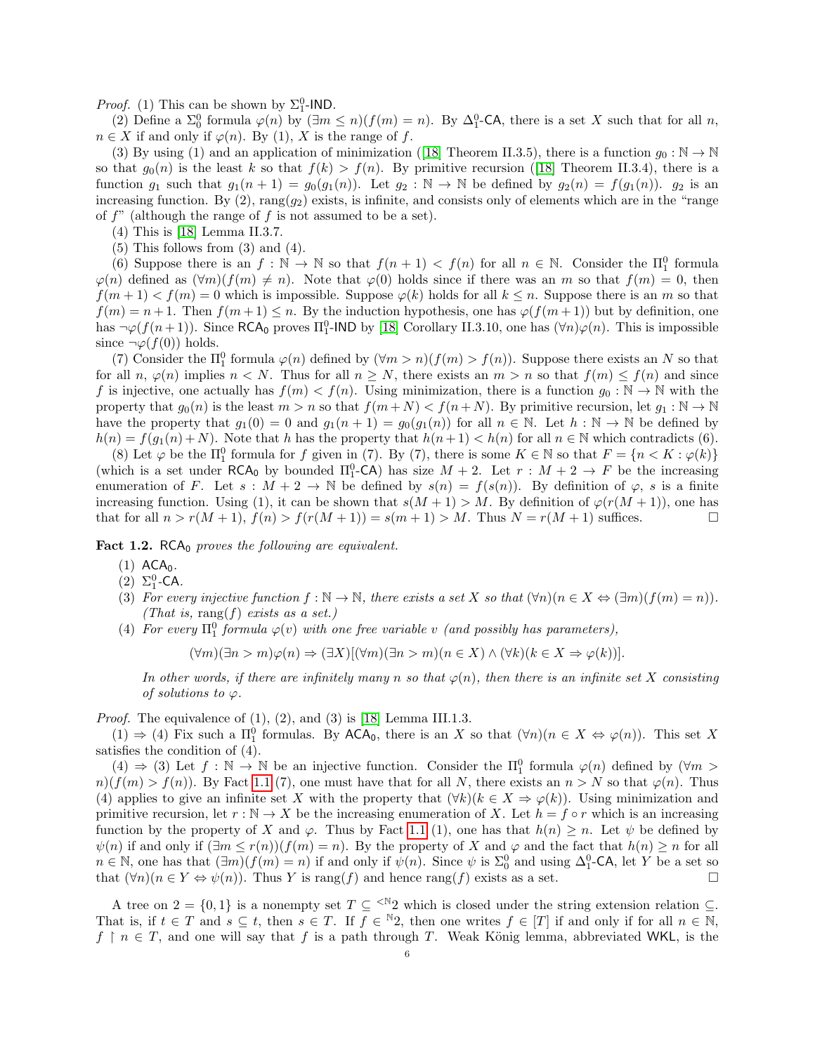*Proof.* (1) This can be shown by $\Sigma^0_1$-$\mathsf{IND}$.

(2) Define a $\Sigma^0_0$ formula $\varphi(n)$ by $(\exists m \leq n)(f(m) = n)$. By $\Delta^0_1$-$\mathsf{CA}$, there is a set $X$ such that for all $n$, $n \in X$ if and only if $\varphi(n)$. By (1), $X$ is the range of $f$.

(3) By using (1) and an application of minimization ([18] Theorem II.3.5), there is a function $g_0 : \mathbb{N} \to \mathbb{N}$ so that $g_0(n)$ is the least $k$ so that $f(k) > f(n)$. By primitive recursion ([18] Theorem II.3.4), there is a function $g_1$ such that $g_1(n+1) = g_0(g_1(n))$. Let $g_2 : \mathbb{N} \to \mathbb{N}$ be defined by $g_2(n) = f(g_1(n))$. $g_2$ is an increasing function. By (2), $\text{rang}(g_2)$ exists, is infinite, and consists only of elements which are in the "range of $f$" (although the range of $f$ is not assumed to be a set).

(4) This is [18] Lemma II.3.7.

(5) This follows from (3) and (4).

(6) Suppose there is an $f : \mathbb{N} \to \mathbb{N}$ so that $f(n+1) < f(n)$ for all $n \in \mathbb{N}$. Consider the $\Pi^0_1$ formula $\varphi(n)$ defined as $(\forall m)(f(m) \neq n)$. Note that $\varphi(0)$ holds since if there was an $m$ so that $f(m) = 0$, then $f(m+1) < f(m) = 0$ which is impossible. Suppose $\varphi(k)$ holds for all $k \leq n$. Suppose there is an $m$ so that $f(m) = n+1$. Then $f(m+1) \leq n$. By the induction hypothesis, one has $\varphi(f(m+1))$ but by definition, one has $\neg\varphi(f(n+1))$. Since $\mathsf{RCA}_0$ proves $\Pi^0_1$-$\mathsf{IND}$ by [18] Corollary II.3.10, one has $(\forall n)\varphi(n)$. This is impossible since $\neg\varphi(f(0))$ holds.

(7) Consider the $\Pi^0_1$ formula $\varphi(n)$ defined by $(\forall m > n)(f(m) > f(n))$. Suppose there exists an $N$ so that for all $n$, $\varphi(n)$ implies $n < N$. Thus for all $n \geq N$, there exists an $m > n$ so that $f(m) \leq f(n)$ and since $f$ is injective, one actually has $f(m) < f(n)$. Using minimization, there is a function $g_0 : \mathbb{N} \to \mathbb{N}$ with the property that $g_0(n)$ is the least $m > n$ so that $f(m+N) < f(n+N)$. By primitive recursion, let $g_1 : \mathbb{N} \to \mathbb{N}$ have the property that $g_1(0) = 0$ and $g_1(n+1) = g_0(g_1(n))$ for all $n \in \mathbb{N}$. Let $h : \mathbb{N} \to \mathbb{N}$ be defined by $h(n) = f(g_1(n) + N)$. Note that $h$ has the property that $h(n+1) < h(n)$ for all $n \in \mathbb{N}$ which contradicts (6).

(8) Let $\varphi$ be the $\Pi^0_1$ formula for $f$ given in (7). By (7), there is some $K \in \mathbb{N}$ so that $F = \{n < K : \varphi(k)\}$ (which is a set under $\mathsf{RCA}_0$ by bounded $\Pi^0_1$-$\mathsf{CA}$) has size $M+2$. Let $r : M+2 \to F$ be the increasing enumeration of $F$. Let $s : M+2 \to \mathbb{N}$ be defined by $s(n) = f(s(n))$. By definition of $\varphi$, $s$ is a finite increasing function. Using (1), it can be shown that $s(M+1) > M$. By definition of $\varphi(r(M+1))$, one has that for all $n > r(M+1)$, $f(n) > f(r(M+1)) = s(m+1) > M$. Thus $N = r(M+1)$ suffices. $\square$

**Fact 1.2.** $\mathsf{RCA}_0$ *proves the following are equivalent.*

1. $\mathsf{ACA}_0$.
2. $\Sigma^0_1$-$\mathsf{CA}$.
3. *For every injective function $f : \mathbb{N} \to \mathbb{N}$, there exists a set $X$ so that $(\forall n)(n \in X \Leftrightarrow (\exists m)(f(m) = n))$. (That is, $\text{rang}(f)$ exists as a set.)*
4. *For every $\Pi^0_1$ formula $\varphi(v)$ with one free variable $v$ (and possibly has parameters),*
$$(\forall m)(\exists n > m)\varphi(n) \Rightarrow (\exists X)[(\forall m)(\exists n > m)(n \in X) \wedge (\forall k)(k \in X \Rightarrow \varphi(k))].$$
*In other words, if there are infinitely many $n$ so that $\varphi(n)$, then there is an infinite set $X$ consisting of solutions to $\varphi$.*

*Proof.* The equivalence of (1), (2), and (3) is [18] Lemma III.1.3.

(1) $\Rightarrow$ (4) Fix such a $\Pi^0_1$ formulas. By $\mathsf{ACA}_0$, there is an $X$ so that $(\forall n)(n \in X \Leftrightarrow \varphi(n))$. This set $X$ satisfies the condition of (4).

(4) $\Rightarrow$ (3) Let $f : \mathbb{N} \to \mathbb{N}$ be an injective function. Consider the $\Pi^0_1$ formula $\varphi(n)$ defined by $(\forall m > n)(f(m) > f(n))$. By Fact 1.1 (7), one must have that for all $N$, there exists an $n > N$ so that $\varphi(n)$. Thus (4) applies to give an infinite set $X$ with the property that $(\forall k)(k \in X \Rightarrow \varphi(k))$. Using minimization and primitive recursion, let $r : \mathbb{N} \to X$ be the increasing enumeration of $X$. Let $h = f \circ r$ which is an increasing function by the property of $X$ and $\varphi$. Thus by Fact 1.1 (1), one has that $h(n) \geq n$. Let $\psi$ be defined by $\psi(n)$ if and only if $(\exists m \leq r(n))(f(m) = n)$. By the property of $X$ and $\varphi$ and the fact that $h(n) \geq n$ for all $n \in \mathbb{N}$, one has that $(\exists m)(f(m) = n)$ if and only if $\psi(n)$. Since $\psi$ is $\Sigma^0_0$ and using $\Delta^0_1$-$\mathsf{CA}$, let $Y$ be a set so that $(\forall n)(n \in Y \Leftrightarrow \psi(n))$. Thus $Y$ is $\text{rang}(f)$ and hence $\text{rang}(f)$ exists as a set. $\square$

A tree on $2 = \{0, 1\}$ is a nonempty set $T \subseteq {}^{<\mathbb{N}}2$ which is closed under the string extension relation $\subseteq$. That is, if $t \in T$ and $s \subseteq t$, then $s \in T$. If $f \in {}^{\mathbb{N}}2$, then one writes $f \in [T]$ if and only if for all $n \in \mathbb{N}$, $f \upharpoonright n \in T$, and one will say that $f$ is a path through $T$. Weak König lemma, abbreviated $\mathsf{WKL}$, is the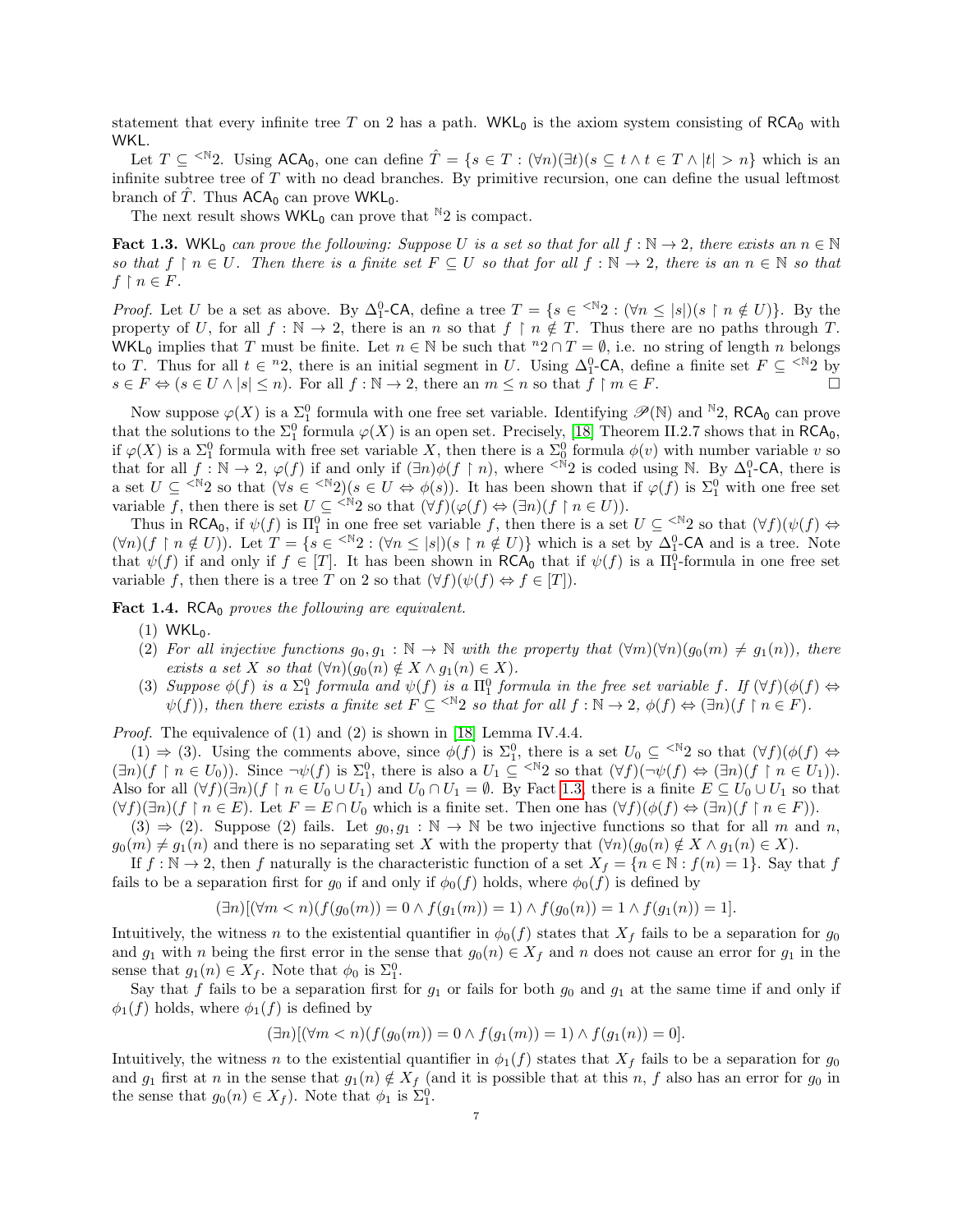statement that every infinite tree $T$ on 2 has a path. $\mathsf{WKL_0}$ is the axiom system consisting of $\mathsf{RCA_0}$ with $\mathsf{WKL}$.

Let $T \subseteq {}^{<\mathbb{N}}2$. Using $\mathsf{ACA_0}$, one can define $\hat{T} = \{s \in T : (\forall n)(\exists t)(s \subseteq t \wedge t \in T \wedge |t| > n\}$ which is an infinite subtree tree of $T$ with no dead branches. By primitive recursion, one can define the usual leftmost branch of $\hat{T}$. Thus $\mathsf{ACA_0}$ can prove $\mathsf{WKL_0}$.

The next result shows $\mathsf{WKL_0}$ can prove that ${}^{\mathbb{N}}2$ is compact.

**Fact 1.3.** *$\mathsf{WKL_0}$ can prove the following: Suppose $U$ is a set so that for all $f : \mathbb{N} \to 2$, there exists an $n \in \mathbb{N}$ so that $f \upharpoonright n \in U$. Then there is a finite set $F \subseteq U$ so that for all $f : \mathbb{N} \to 2$, there is an $n \in \mathbb{N}$ so that $f \upharpoonright n \in F$.*

*Proof.* Let $U$ be a set as above. By $\Delta^0_1$-$\mathsf{CA}$, define a tree $T = \{s \in {}^{<\mathbb{N}}2 : (\forall n \leq |s|)(s \upharpoonright n \notin U)\}$. By the property of $U$, for all $f : \mathbb{N} \to 2$, there is an $n$ so that $f \upharpoonright n \notin T$. Thus there are no paths through $T$. $\mathsf{WKL_0}$ implies that $T$ must be finite. Let $n \in \mathbb{N}$ be such that ${}^n2 \cap T = \emptyset$, i.e. no string of length $n$ belongs to $T$. Thus for all $t \in {}^n2$, there is an initial segment in $U$. Using $\Delta^0_1$-$\mathsf{CA}$, define a finite set $F \subseteq {}^{<\mathbb{N}}2$ by $s \in F \Leftrightarrow (s \in U \wedge |s| \leq n)$. For all $f : \mathbb{N} \to 2$, there an $m \leq n$ so that $f \upharpoonright m \in F$. $\square$

Now suppose $\varphi(X)$ is a $\Sigma^0_1$ formula with one free set variable. Identifying $\mathscr{P}(\mathbb{N})$ and ${}^{\mathbb{N}}2$, $\mathsf{RCA_0}$ can prove that the solutions to the $\Sigma^0_1$ formula $\varphi(X)$ is an open set. Precisely, [18] Theorem II.2.7 shows that in $\mathsf{RCA_0}$, if $\varphi(X)$ is a $\Sigma^0_1$ formula with free set variable $X$, then there is a $\Sigma^0_0$ formula $\phi(v)$ with number variable $v$ so that for all $f : \mathbb{N} \to 2$, $\varphi(f)$ if and only if $(\exists n)\phi(f \upharpoonright n)$, where ${}^{<\mathbb{N}}2$ is coded using $\mathbb{N}$. By $\Delta^0_1$-$\mathsf{CA}$, there is a set $U \subseteq {}^{<\mathbb{N}}2$ so that $(\forall s \in {}^{<\mathbb{N}}2)(s \in U \Leftrightarrow \phi(s))$. It has been shown that if $\varphi(f)$ is $\Sigma^0_1$ with one free set variable $f$, then there is set $U \subseteq {}^{<\mathbb{N}}2$ so that $(\forall f)(\varphi(f) \Leftrightarrow (\exists n)(f \upharpoonright n \in U))$.

Thus in $\mathsf{RCA_0}$, if $\psi(f)$ is $\Pi^0_1$ in one free set variable $f$, then there is a set $U \subseteq {}^{<\mathbb{N}}2$ so that $(\forall f)(\psi(f) \Leftrightarrow (\forall n)(f \upharpoonright n \notin U))$. Let $T = \{s \in {}^{<\mathbb{N}}2 : (\forall n \leq |s|)(s \upharpoonright n \notin U)\}$ which is a set by $\Delta^0_1$-$\mathsf{CA}$ and is a tree. Note that $\psi(f)$ if and only if $f \in [T]$. It has been shown in $\mathsf{RCA_0}$ that if $\psi(f)$ is a $\Pi^0_1$-formula in one free set variable $f$, then there is a tree $T$ on 2 so that $(\forall f)(\psi(f) \Leftrightarrow f \in [T])$.

**Fact 1.4.** *$\mathsf{RCA_0}$ proves the following are equivalent.*

(1) *$\mathsf{WKL_0}$.*

(2) *For all injective functions $g_0, g_1 : \mathbb{N} \to \mathbb{N}$ with the property that $(\forall m)(\forall n)(g_0(m) \neq g_1(n))$, there exists a set $X$ so that $(\forall n)(g_0(n) \notin X \wedge g_1(n) \in X)$.*

(3) *Suppose $\phi(f)$ is a $\Sigma^0_1$ formula and $\psi(f)$ is a $\Pi^0_1$ formula in the free set variable $f$. If $(\forall f)(\phi(f) \Leftrightarrow \psi(f))$, then there exists a finite set $F \subseteq {}^{<\mathbb{N}}2$ so that for all $f : \mathbb{N} \to 2$, $\phi(f) \Leftrightarrow (\exists n)(f \upharpoonright n \in F)$.*

*Proof.* The equivalence of (1) and (2) is shown in [18] Lemma IV.4.4.

(1) $\Rightarrow$ (3). Using the comments above, since $\phi(f)$ is $\Sigma^0_1$, there is a set $U_0 \subseteq {}^{<\mathbb{N}}2$ so that $(\forall f)(\phi(f) \Leftrightarrow (\exists n)(f \upharpoonright n \in U_0))$. Since $\neg\psi(f)$ is $\Sigma^0_1$, there is also a $U_1 \subseteq {}^{<\mathbb{N}}2$ so that $(\forall f)(\neg\psi(f) \Leftrightarrow (\exists n)(f \upharpoonright n \in U_1))$. Also for all $(\forall f)(\exists n)(f \upharpoonright n \in U_0 \cup U_1)$ and $U_0 \cap U_1 = \emptyset$. By Fact 1.3, there is a finite $E \subseteq U_0 \cup U_1$ so that $(\forall f)(\exists n)(f \upharpoonright n \in E)$. Let $F = E \cap U_0$ which is a finite set. Then one has $(\forall f)(\phi(f) \Leftrightarrow (\exists n)(f \upharpoonright n \in F))$.

(3) $\Rightarrow$ (2). Suppose (2) fails. Let $g_0, g_1 : \mathbb{N} \to \mathbb{N}$ be two injective functions so that for all $m$ and $n$, $g_0(m) \neq g_1(n)$ and there is no separating set $X$ with the property that $(\forall n)(g_0(n) \notin X \wedge g_1(n) \in X)$.

If $f : \mathbb{N} \to 2$, then $f$ naturally is the characteristic function of a set $X_f = \{n \in \mathbb{N} : f(n) = 1\}$. Say that $f$ fails to be a separation first for $g_0$ if and only if $\phi_0(f)$ holds, where $\phi_0(f)$ is defined by

$$(\exists n)[(\forall m < n)(f(g_0(m)) = 0 \wedge f(g_1(m)) = 1) \wedge f(g_0(n)) = 1 \wedge f(g_1(n)) = 1].$$

Intuitively, the witness $n$ to the existential quantifier in $\phi_0(f)$ states that $X_f$ fails to be a separation for $g_0$ and $g_1$ with $n$ being the first error in the sense that $g_0(n) \in X_f$ and $n$ does not cause an error for $g_1$ in the sense that $g_1(n) \in X_f$. Note that $\phi_0$ is $\Sigma^0_1$.

Say that $f$ fails to be a separation first for $g_1$ or fails for both $g_0$ and $g_1$ at the same time if and only if $\phi_1(f)$ holds, where $\phi_1(f)$ is defined by

$$(\exists n)[(\forall m < n)(f(g_0(m)) = 0 \wedge f(g_1(m)) = 1) \wedge f(g_1(n)) = 0].$$

Intuitively, the witness $n$ to the existential quantifier in $\phi_1(f)$ states that $X_f$ fails to be a separation for $g_0$ and $g_1$ first at $n$ in the sense that $g_1(n) \notin X_f$ (and it is possible that at this $n$, $f$ also has an error for $g_0$ in the sense that $g_0(n) \in X_f$). Note that $\phi_1$ is $\Sigma^0_1$.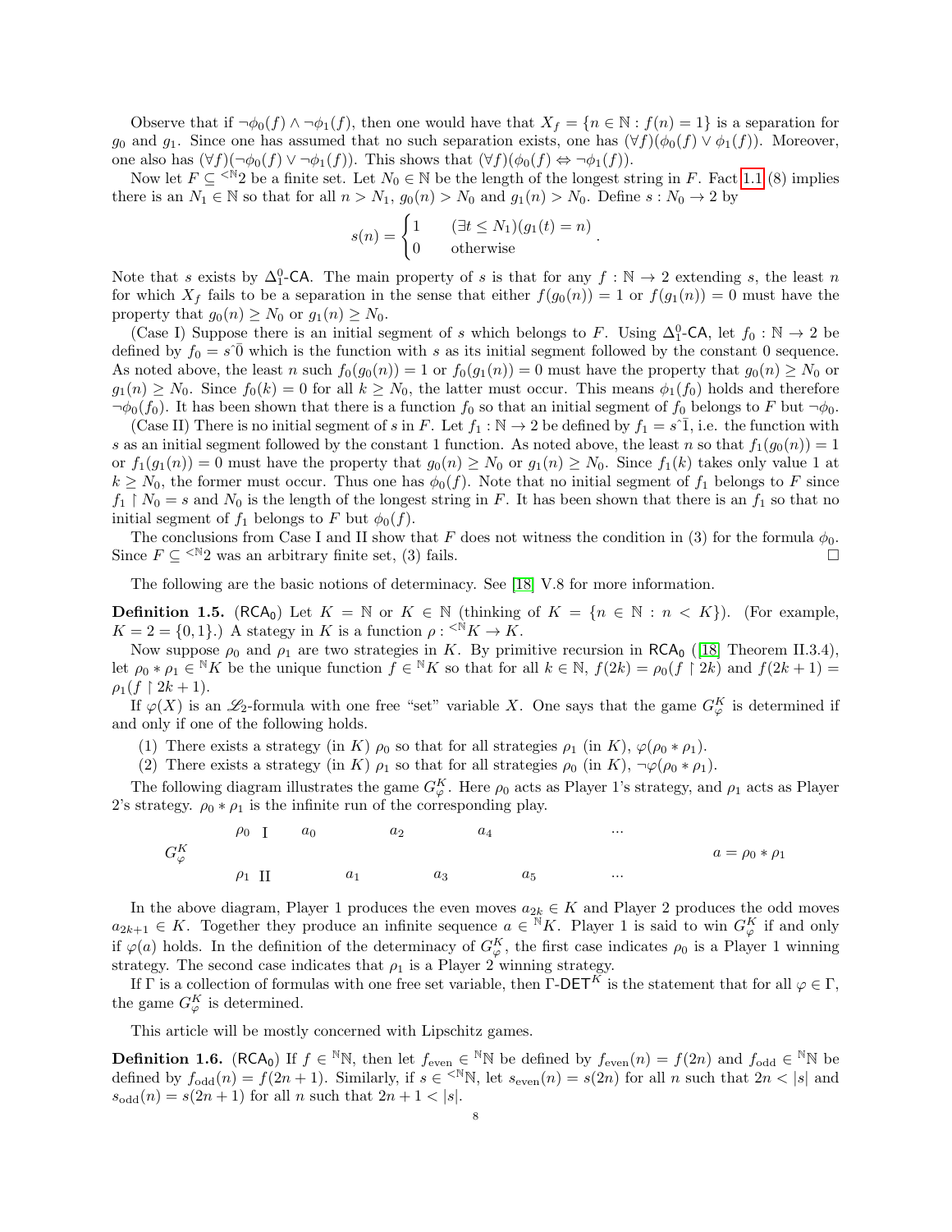Observe that if $\neg\phi_0(f) \wedge \neg\phi_1(f)$, then one would have that $X_f = \{n \in \mathbb{N} : f(n) = 1\}$ is a separation for $g_0$ and $g_1$. Since one has assumed that no such separation exists, one has $(\forall f)(\phi_0(f) \vee \phi_1(f))$. Moreover, one also has $(\forall f)(\neg\phi_0(f) \vee \neg\phi_1(f))$. This shows that $(\forall f)(\phi_0(f) \Leftrightarrow \neg\phi_1(f))$.

Now let $F \subseteq {}^{<\mathbb{N}}2$ be a finite set. Let $N_0 \in \mathbb{N}$ be the length of the longest string in $F$. Fact 1.1 (8) implies there is an $N_1 \in \mathbb{N}$ so that for all $n > N_1$, $g_0(n) > N_0$ and $g_1(n) > N_0$. Define $s : N_0 \to 2$ by

$$s(n) = \begin{cases} 1 & (\exists t \leq N_1)(g_1(t) = n) \\ 0 & \text{otherwise} \end{cases}.$$

Note that $s$ exists by $\Delta^0_1$-CA. The main property of $s$ is that for any $f : \mathbb{N} \to 2$ extending $s$, the least $n$ for which $X_f$ fails to be a separation in the sense that either $f(g_0(n)) = 1$ or $f(g_1(n)) = 0$ must have the property that $g_0(n) \geq N_0$ or $g_1(n) \geq N_0$.

(Case I) Suppose there is an initial segment of $s$ which belongs to $F$. Using $\Delta^0_1$-CA, let $f_0 : \mathbb{N} \to 2$ be defined by $f_0 = s\hat{\ }\bar{0}$ which is the function with $s$ as its initial segment followed by the constant 0 sequence. As noted above, the least $n$ such $f_0(g_0(n)) = 1$ or $f_0(g_1(n)) = 0$ must have the property that $g_0(n) \geq N_0$ or $g_1(n) \geq N_0$. Since $f_0(k) = 0$ for all $k \geq N_0$, the latter must occur. This means $\phi_1(f_0)$ holds and therefore $\neg\phi_0(f_0)$. It has been shown that there is a function $f_0$ so that an initial segment of $f_0$ belongs to $F$ but $\neg\phi_0$.

(Case II) There is no initial segment of $s$ in $F$. Let $f_1 : \mathbb{N} \to 2$ be defined by $f_1 = s\hat{\ }\bar{1}$, i.e. the function with $s$ as an initial segment followed by the constant 1 function. As noted above, the least $n$ so that $f_1(g_0(n)) = 1$ or $f_1(g_1(n)) = 0$ must have the property that $g_0(n) \geq N_0$ or $g_1(n) \geq N_0$. Since $f_1(k)$ takes only value 1 at $k \geq N_0$, the former must occur. Thus one has $\phi_0(f)$. Note that no initial segment of $f_1$ belongs to $F$ since $f_1 \upharpoonright N_0 = s$ and $N_0$ is the length of the longest string in $F$. It has been shown that there is an $f_1$ so that no initial segment of $f_1$ belongs to $F$ but $\phi_0(f)$.

The conclusions from Case I and II show that $F$ does not witness the condition in (3) for the formula $\phi_0$. Since $F \subseteq {}^{<\mathbb{N}}2$ was an arbitrary finite set, (3) fails. ☐

The following are the basic notions of determinacy. See [18] V.8 for more information.

**Definition 1.5.** ($\mathsf{RCA_0}$) Let $K = \mathbb{N}$ or $K \in \mathbb{N}$ (thinking of $K = \{n \in \mathbb{N} : n < K\}$). (For example, $K = 2 = \{0, 1\}$.) A stategy in $K$ is a function $\rho : {}^{<\mathbb{N}}K \to K$.

Now suppose $\rho_0$ and $\rho_1$ are two strategies in $K$. By primitive recursion in $\mathsf{RCA_0}$ ([18] Theorem II.3.4), let $\rho_0 * \rho_1 \in {}^{\mathbb{N}}K$ be the unique function $f \in {}^{\mathbb{N}}K$ so that for all $k \in \mathbb{N}$, $f(2k) = \rho_0(f \upharpoonright 2k)$ and $f(2k+1) = \rho_1(f \upharpoonright 2k+1)$.

If $\varphi(X)$ is an $\mathscr{L}_2$-formula with one free "set" variable $X$. One says that the game $G^K_\varphi$ is determined if and only if one of the following holds.

1. There exists a strategy (in $K$) $\rho_0$ so that for all strategies $\rho_1$ (in $K$), $\varphi(\rho_0 * \rho_1)$.
2. There exists a strategy (in $K$) $\rho_1$ so that for all strategies $\rho_0$ (in $K$), $\neg\varphi(\rho_0 * \rho_1)$.

The following diagram illustrates the game $G^K_\varphi$. Here $\rho_0$ acts as Player 1's strategy, and $\rho_1$ acts as Player 2's strategy. $\rho_0 * \rho_1$ is the infinite run of the corresponding play.

| | | | | | | | | | |
|---|---|---|---|---|---|---|---|---|---|
| $G^K_\varphi$ | $\rho_0$ I | $a_0$ | | $a_2$ | | $a_4$ | | ... | $a = \rho_0 * \rho_1$ |
| | $\rho_1$ II | | $a_1$ | | $a_3$ | | $a_5$ | ... | |

In the above diagram, Player 1 produces the even moves $a_{2k} \in K$ and Player 2 produces the odd moves $a_{2k+1} \in K$. Together they produce an infinite sequence $a \in {}^{\mathbb{N}}K$. Player 1 is said to win $G^K_\varphi$ if and only if $\varphi(a)$ holds. In the definition of the determinacy of $G^K_\varphi$, the first case indicates $\rho_0$ is a Player 1 winning strategy. The second case indicates that $\rho_1$ is a Player 2 winning strategy.

If $\Gamma$ is a collection of formulas with one free set variable, then $\Gamma$-$\mathsf{DET}^K$ is the statement that for all $\varphi \in \Gamma$, the game $G^K_\varphi$ is determined.

This article will be mostly concerned with Lipschitz games.

**Definition 1.6.** ($\mathsf{RCA_0}$) If $f \in {}^{\mathbb{N}}\mathbb{N}$, then let $f_{\text{even}} \in {}^{\mathbb{N}}\mathbb{N}$ be defined by $f_{\text{even}}(n) = f(2n)$ and $f_{\text{odd}} \in {}^{\mathbb{N}}\mathbb{N}$ be defined by $f_{\text{odd}}(n) = f(2n+1)$. Similarly, if $s \in {}^{<\mathbb{N}}\mathbb{N}$, let $s_{\text{even}}(n) = s(2n)$ for all $n$ such that $2n < |s|$ and $s_{\text{odd}}(n) = s(2n+1)$ for all $n$ such that $2n + 1 < |s|$.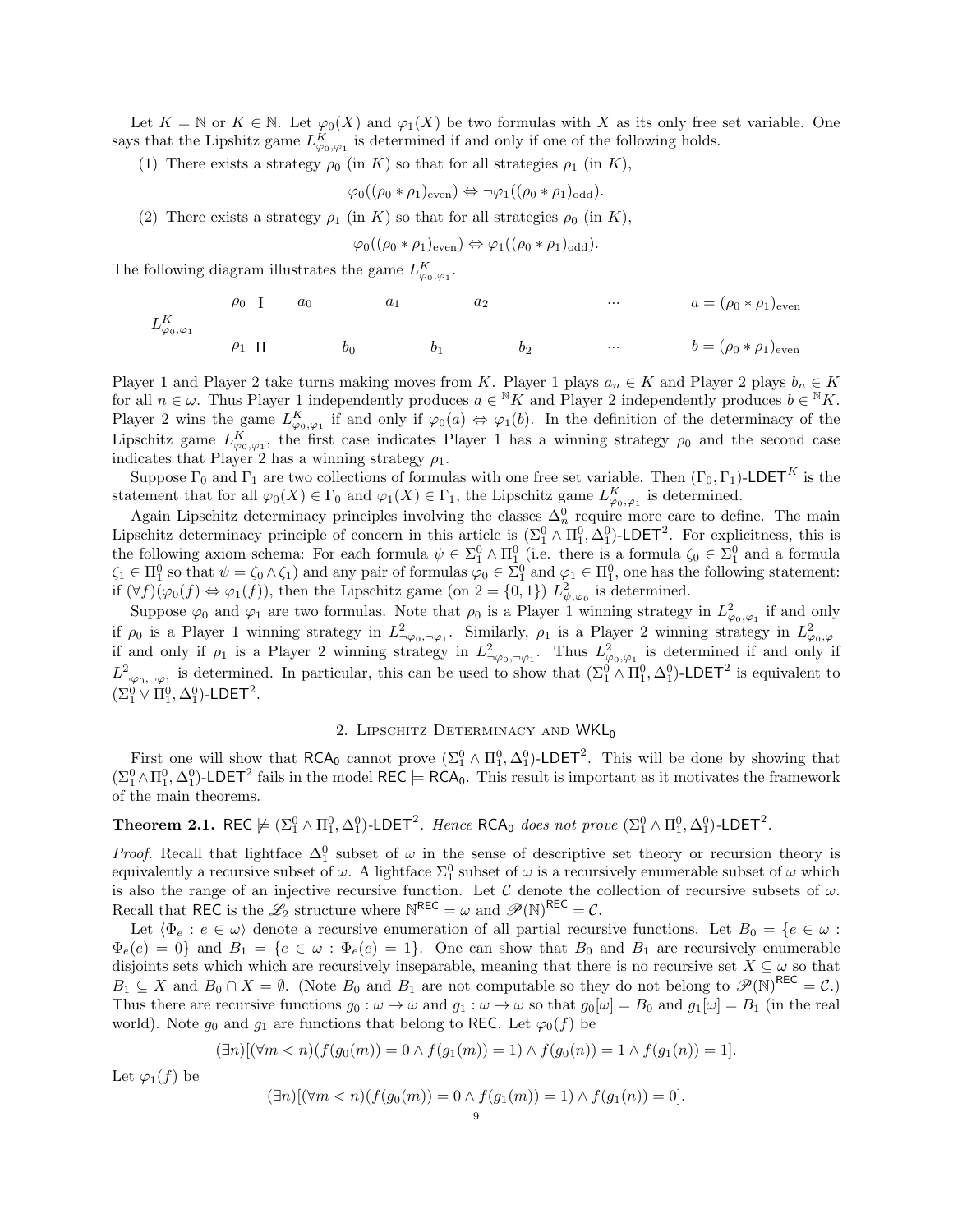Let $K = \mathbb{N}$ or $K \in \mathbb{N}$. Let $\varphi_0(X)$ and $\varphi_1(X)$ be two formulas with $X$ as its only free set variable. One says that the Lipshitz game $L^K_{\varphi_0,\varphi_1}$ is determined if and only if one of the following holds.

(1) There exists a strategy $\rho_0$ (in $K$) so that for all strategies $\rho_1$ (in $K$),

$$\varphi_0((\rho_0 * \rho_1)_{\text{even}}) \Leftrightarrow \neg\varphi_1((\rho_0 * \rho_1)_{\text{odd}}).$$

(2) There exists a strategy $\rho_1$ (in $K$) so that for all strategies $\rho_0$ (in $K$),

$$\varphi_0((\rho_0 * \rho_1)_{\text{even}}) \Leftrightarrow \varphi_1((\rho_0 * \rho_1)_{\text{odd}}).$$

The following diagram illustrates the game $L^K_{\varphi_0,\varphi_1}$.

$$
L^K_{\varphi_0,\varphi_1}\quad
\begin{array}{llcccccccc}
\rho_0 & \text{I} & a_0 & & a_1 & & a_2 & & \cdots & a = (\rho_0 * \rho_1)_{\text{even}} \\
\rho_1 & \text{II} & & b_0 & & b_1 & & b_2 & \cdots & b = (\rho_0 * \rho_1)_{\text{even}}
\end{array}
$$

Player 1 and Player 2 take turns making moves from $K$. Player 1 plays $a_n \in K$ and Player 2 plays $b_n \in K$ for all $n \in \omega$. Thus Player 1 independently produces $a \in {}^{\mathbb{N}}K$ and Player 2 independently produces $b \in {}^{\mathbb{N}}K$. Player 2 wins the game $L^K_{\varphi_0,\varphi_1}$ if and only if $\varphi_0(a) \Leftrightarrow \varphi_1(b)$. In the definition of the determinacy of the Lipschitz game $L^K_{\varphi_0,\varphi_1}$, the first case indicates Player 1 has a winning strategy $\rho_0$ and the second case indicates that Player 2 has a winning strategy $\rho_1$.

Suppose $\Gamma_0$ and $\Gamma_1$ are two collections of formulas with one free set variable. Then $(\Gamma_0, \Gamma_1)$-$\mathsf{LDET}^K$ is the statement that for all $\varphi_0(X) \in \Gamma_0$ and $\varphi_1(X) \in \Gamma_1$, the Lipschitz game $L^K_{\varphi_0,\varphi_1}$ is determined.

Again Lipschitz determinacy principles involving the classes $\Delta^0_n$ require more care to define. The main Lipschitz determinacy principle of concern in this article is $(\Sigma^0_1 \wedge \Pi^0_1, \Delta^0_1)$-$\mathsf{LDET}^2$. For explicitness, this is the following axiom schema: For each formula $\psi \in \Sigma^0_1 \wedge \Pi^0_1$ (i.e. there is a formula $\zeta_0 \in \Sigma^0_1$ and a formula $\zeta_1 \in \Pi^0_1$ so that $\psi = \zeta_0 \wedge \zeta_1$) and any pair of formulas $\varphi_0 \in \Sigma^0_1$ and $\varphi_1 \in \Pi^0_1$, one has the following statement: if $(\forall f)(\varphi_0(f) \Leftrightarrow \varphi_1(f))$, then the Lipschitz game (on $2 = \{0,1\}$) $L^2_{\psi,\varphi_0}$ is determined.

Suppose $\varphi_0$ and $\varphi_1$ are two formulas. Note that $\rho_0$ is a Player 1 winning strategy in $L^2_{\varphi_0,\varphi_1}$ if and only if $\rho_0$ is a Player 1 winning strategy in $L^2_{\neg\varphi_0,\neg\varphi_1}$. Similarly, $\rho_1$ is a Player 2 winning strategy in $L^2_{\varphi_0,\varphi_1}$ if and only if $\rho_1$ is a Player 2 winning strategy in $L^2_{\neg\varphi_0,\neg\varphi_1}$. Thus $L^2_{\varphi_0,\varphi_1}$ is determined if and only if $L^2_{\neg\varphi_0,\neg\varphi_1}$ is determined. In particular, this can be used to show that $(\Sigma^0_1 \wedge \Pi^0_1, \Delta^0_1)$-$\mathsf{LDET}^2$ is equivalent to $(\Sigma^0_1 \vee \Pi^0_1, \Delta^0_1)$-$\mathsf{LDET}^2$.

## 2. Lipschitz Determinacy and $\mathsf{WKL}_0$

First one will show that $\mathsf{RCA}_0$ cannot prove $(\Sigma^0_1 \wedge \Pi^0_1, \Delta^0_1)$-$\mathsf{LDET}^2$. This will be done by showing that $(\Sigma^0_1 \wedge \Pi^0_1, \Delta^0_1)$-$\mathsf{LDET}^2$ fails in the model $\mathsf{REC} \models \mathsf{RCA}_0$. This result is important as it motivates the framework of the main theorems.

**Theorem 2.1.** $\mathsf{REC} \not\models (\Sigma^0_1 \wedge \Pi^0_1, \Delta^0_1)$-$\mathsf{LDET}^2$. *Hence* $\mathsf{RCA}_0$ *does not prove* $(\Sigma^0_1 \wedge \Pi^0_1, \Delta^0_1)$-$\mathsf{LDET}^2$.

*Proof.* Recall that lightface $\Delta^0_1$ subset of $\omega$ in the sense of descriptive set theory or recursion theory is equivalently a recursive subset of $\omega$. A lightface $\Sigma^0_1$ subset of $\omega$ is a recursively enumerable subset of $\omega$ which is also the range of an injective recursive function. Let $\mathcal{C}$ denote the collection of recursive subsets of $\omega$. Recall that $\mathsf{REC}$ is the $\mathscr{L}_2$ structure where $\mathbb{N}^{\mathsf{REC}} = \omega$ and $\mathscr{P}(\mathbb{N})^{\mathsf{REC}} = \mathcal{C}$.

Let $\langle \Phi_e : e \in \omega \rangle$ denote a recursive enumeration of all partial recursive functions. Let $B_0 = \{e \in \omega : \Phi_e(e) = 0\}$ and $B_1 = \{e \in \omega : \Phi_e(e) = 1\}$. One can show that $B_0$ and $B_1$ are recursively enumerable disjoints sets which are recursively inseparable, meaning that there is no recursive set $X \subseteq \omega$ so that $B_1 \subseteq X$ and $B_0 \cap X = \emptyset$. (Note $B_0$ and $B_1$ are not computable so they do not belong to $\mathscr{P}(\mathbb{N})^{\mathsf{REC}} = \mathcal{C}$.) Thus there are recursive functions $g_0 : \omega \to \omega$ and $g_1 : \omega \to \omega$ so that $g_0[\omega] = B_0$ and $g_1[\omega] = B_1$ (in the real world). Note $g_0$ and $g_1$ are functions that belong to $\mathsf{REC}$. Let $\varphi_0(f)$ be

$$(\exists n)[(\forall m < n)(f(g_0(m)) = 0 \wedge f(g_1(m)) = 1) \wedge f(g_0(n)) = 1 \wedge f(g_1(n)) = 1].$$

Let $\varphi_1(f)$ be

$$(\exists n)[(\forall m < n)(f(g_0(m)) = 0 \wedge f(g_1(m)) = 1) \wedge f(g_1(n)) = 0].$$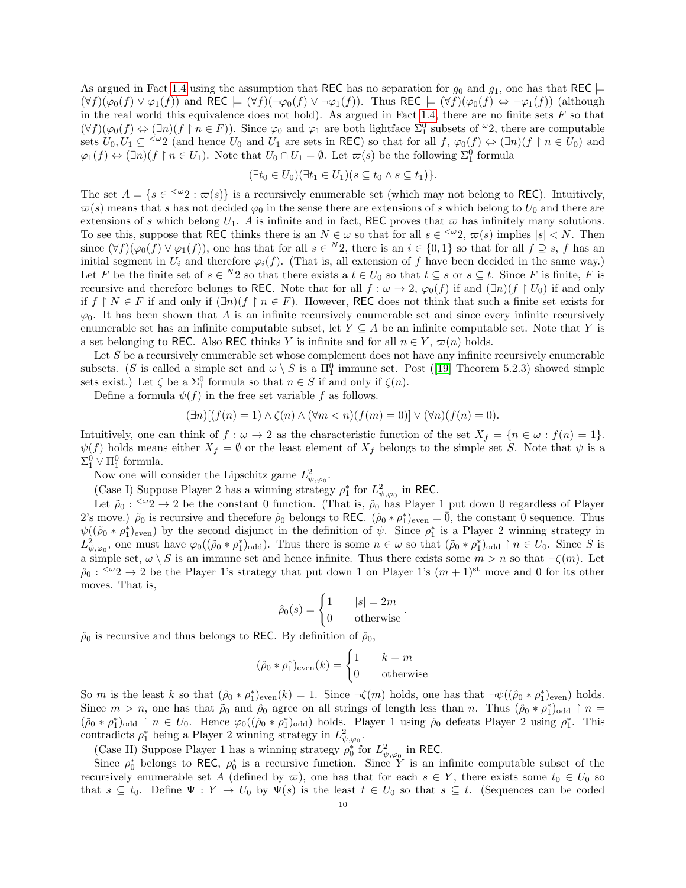As argued in Fact 1.4 using the assumption that REC has no separation for $g_0$ and $g_1$, one has that REC $\models (\forall f)(\varphi_0(f) \vee \varphi_1(f))$ and REC $\models (\forall f)(\neg\varphi_0(f) \vee \neg\varphi_1(f))$. Thus REC $\models (\forall f)(\varphi_0(f) \Leftrightarrow \neg\varphi_1(f))$ (although in the real world this equivalence does not hold). As argued in Fact 1.4, there are no finite sets $F$ so that $(\forall f)(\varphi_0(f) \Leftrightarrow (\exists n)(f \upharpoonright n \in F))$. Since $\varphi_0$ and $\varphi_1$ are both lightface $\Sigma^0_1$ subsets of ${}^\omega 2$, there are computable sets $U_0, U_1 \subseteq {}^{<\omega}2$ (and hence $U_0$ and $U_1$ are sets in REC) so that for all $f$, $\varphi_0(f) \Leftrightarrow (\exists n)(f \upharpoonright n \in U_0)$ and $\varphi_1(f) \Leftrightarrow (\exists n)(f \upharpoonright n \in U_1)$. Note that $U_0 \cap U_1 = \emptyset$. Let $\varpi(s)$ be the following $\Sigma^0_1$ formula

$$(\exists t_0 \in U_0)(\exists t_1 \in U_1)(s \subseteq t_0 \wedge s \subseteq t_1)\}.$$

The set $A = \{s \in {}^{<\omega}2 : \varpi(s)\}$ is a recursively enumerable set (which may not belong to REC). Intuitively, $\varpi(s)$ means that $s$ has not decided $\varphi_0$ in the sense there are extensions of $s$ which belong to $U_0$ and there are extensions of $s$ which belong $U_1$. $A$ is infinite and in fact, REC proves that $\varpi$ has infinitely many solutions. To see this, suppose that REC thinks there is an $N \in \omega$ so that for all $s \in {}^{<\omega}2$, $\varpi(s)$ implies $|s| < N$. Then since $(\forall f)(\varphi_0(f) \vee \varphi_1(f))$, one has that for all $s \in {}^N 2$, there is an $i \in \{0,1\}$ so that for all $f \supseteq s$, $f$ has an initial segment in $U_i$ and therefore $\varphi_i(f)$. (That is, all extension of $f$ have been decided in the same way.) Let $F$ be the finite set of $s \in {}^N 2$ so that there exists a $t \in U_0$ so that $t \subseteq s$ or $s \subseteq t$. Since $F$ is finite, $F$ is recursive and therefore belongs to REC. Note that for all $f : \omega \to 2$, $\varphi_0(f)$ if and $(\exists n)(f \upharpoonright U_0)$ if and only if $f \upharpoonright N \in F$ if and only if $(\exists n)(f \upharpoonright n \in F)$. However, REC does not think that such a finite set exists for $\varphi_0$. It has been shown that $A$ is an infinite recursively enumerable set and since every infinite recursively enumerable set has an infinite computable subset, let $Y \subseteq A$ be an infinite computable set. Note that $Y$ is a set belonging to REC. Also REC thinks $Y$ is infinite and for all $n \in Y$, $\varpi(n)$ holds.

Let $S$ be a recursively enumerable set whose complement does not have any infinite recursively enumerable subsets. ($S$ is called a simple set and $\omega \setminus S$ is a $\Pi^0_1$ immune set. Post ([19] Theorem 5.2.3) showed simple sets exist.) Let $\zeta$ be a $\Sigma^0_1$ formula so that $n \in S$ if and only if $\zeta(n)$.

Define a formula $\psi(f)$ in the free set variable $f$ as follows.

$$(\exists n)[(f(n) = 1) \wedge \zeta(n) \wedge (\forall m < n)(f(m) = 0)] \vee (\forall n)(f(n) = 0).$$

Intuitively, one can think of $f : \omega \to 2$ as the characteristic function of the set $X_f = \{n \in \omega : f(n) = 1\}$. $\psi(f)$ holds means either $X_f = \emptyset$ or the least element of $X_f$ belongs to the simple set $S$. Note that $\psi$ is a $\Sigma^0_1 \vee \Pi^0_1$ formula.

Now one will consider the Lipschitz game $L^2_{\psi,\varphi_0}$.

(Case I) Suppose Player 2 has a winning strategy $\rho^*_1$ for $L^2_{\psi,\varphi_0}$ in REC.

Let $\tilde{\rho}_0 : {}^{<\omega}2 \to 2$ be the constant 0 function. (That is, $\tilde{\rho}_0$ has Player 1 put down 0 regardless of Player 2's move.) $\tilde{\rho}_0$ is recursive and therefore $\tilde{\rho}_0$ belongs to REC. $(\tilde{\rho}_0 * \rho^*_1)_{\text{even}} = \bar{0}$, the constant 0 sequence. Thus $\psi((\tilde{\rho}_0 * \rho^*_1)_{\text{even}})$ by the second disjunct in the definition of $\psi$. Since $\rho^*_1$ is a Player 2 winning strategy in $L^2_{\psi,\varphi_0}$, one must have $\varphi_0((\tilde{\rho}_0 * \rho^*_1)_{\text{odd}})$. Thus there is some $n \in \omega$ so that $(\tilde{\rho}_0 * \rho^*_1)_{\text{odd}} \upharpoonright n \in U_0$. Since $S$ is a simple set, $\omega \setminus S$ is an immune set and hence infinite. Thus there exists some $m > n$ so that $\neg\zeta(m)$. Let $\hat{\rho}_0 : {}^{<\omega}2 \to 2$ be the Player 1's strategy that put down 1 on Player 1's $(m+1)^{\text{st}}$ move and 0 for its other moves. That is,

$$\hat{\rho}_0(s) = \begin{cases} 1 & |s| = 2m \\ 0 & \text{otherwise} \end{cases}.$$

$\hat{\rho}_0$ is recursive and thus belongs to REC. By definition of $\hat{\rho}_0$,

$$(\hat{\rho}_0 * \rho^*_1)_{\text{even}}(k) = \begin{cases} 1 & k = m \\ 0 & \text{otherwise} \end{cases}$$

So $m$ is the least $k$ so that $(\hat{\rho}_0 * \rho^*_1)_{\text{even}}(k) = 1$. Since $\neg\zeta(m)$ holds, one has that $\neg\psi((\hat{\rho}_0 * \rho^*_1)_{\text{even}})$ holds. Since $m > n$, one has that $\tilde{\rho}_0$ and $\hat{\rho}_0$ agree on all strings of length less than $n$. Thus $(\hat{\rho}_0 * \rho^*_1)_{\text{odd}} \upharpoonright n = (\tilde{\rho}_0 * \rho^*_1)_{\text{odd}} \upharpoonright n \in U_0$. Hence $\varphi_0((\hat{\rho}_0 * \rho^*_1)_{\text{odd}})$ holds. Player 1 using $\hat{\rho}_0$ defeats Player 2 using $\rho^*_1$. This contradicts $\rho^*_1$ being a Player 2 winning strategy in $L^2_{\psi,\varphi_0}$.

(Case II) Suppose Player 1 has a winning strategy $\rho^*_0$ for $L^2_{\psi,\varphi_0}$ in REC.

Since $\rho^*_0$ belongs to REC, $\rho^*_0$ is a recursive function. Since $Y$ is an infinite computable subset of the recursively enumerable set $A$ (defined by $\varpi$), one has that for each $s \in Y$, there exists some $t_0 \in U_0$ so that $s \subseteq t_0$. Define $\Psi : Y \to U_0$ by $\Psi(s)$ is the least $t \in U_0$ so that $s \subseteq t$. (Sequences can be coded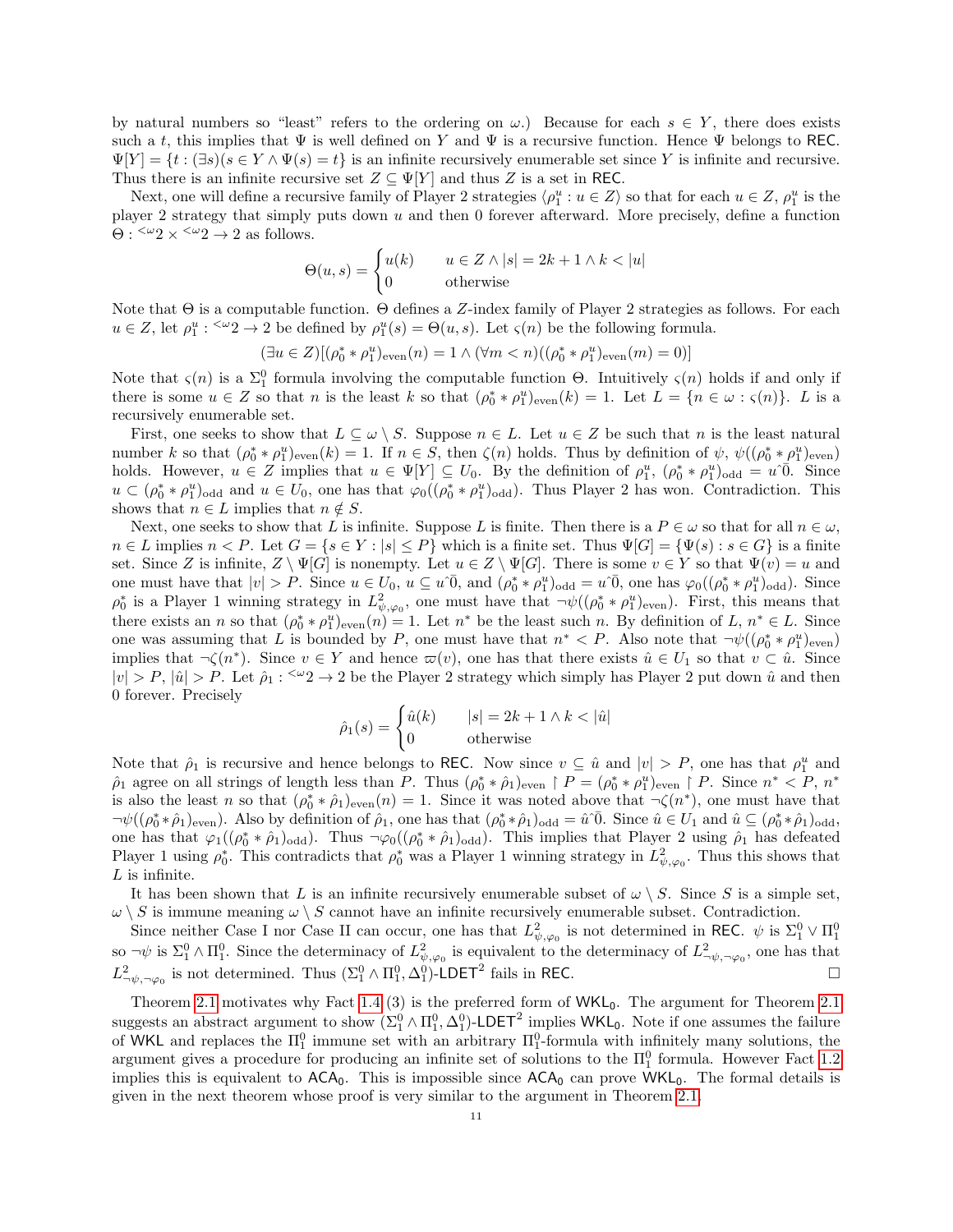by natural numbers so "least" refers to the ordering on $\omega$.) Because for each $s \in Y$, there does exists such a $t$, this implies that $\Psi$ is well defined on $Y$ and $\Psi$ is a recursive function. Hence $\Psi$ belongs to $\mathsf{REC}$. $\Psi[Y] = \{t : (\exists s)(s \in Y \wedge \Psi(s) = t\}$ is an infinite recursively enumerable set since $Y$ is infinite and recursive. Thus there is an infinite recursive set $Z \subseteq \Psi[Y]$ and thus $Z$ is a set in $\mathsf{REC}$.

Next, one will define a recursive family of Player 2 strategies $\langle \rho_1^u : u \in Z\rangle$ so that for each $u \in Z$, $\rho_1^u$ is the player 2 strategy that simply puts down $u$ and then 0 forever afterward. More precisely, define a function $\Theta : {}^{<\omega}2 \times {}^{<\omega}2 \to 2$ as follows.

$$\Theta(u, s) = \begin{cases} u(k) & u \in Z \wedge |s| = 2k + 1 \wedge k < |u| \\ 0 & \text{otherwise} \end{cases}$$

Note that $\Theta$ is a computable function. $\Theta$ defines a $Z$-index family of Player 2 strategies as follows. For each $u \in Z$, let $\rho_1^u : {}^{<\omega}2 \to 2$ be defined by $\rho_1^u(s) = \Theta(u, s)$. Let $\varsigma(n)$ be the following formula.

$$(\exists u \in Z)[(\rho_0^* * \rho_1^u)_{\text{even}}(n) = 1 \wedge (\forall m < n)((\rho_0^* * \rho_1^u)_{\text{even}}(m) = 0)]$$

Note that $\varsigma(n)$ is a $\Sigma_1^0$ formula involving the computable function $\Theta$. Intuitively $\varsigma(n)$ holds if and only if there is some $u \in Z$ so that $n$ is the least $k$ so that $(\rho_0^* * \rho_1^u)_{\text{even}}(k) = 1$. Let $L = \{n \in \omega : \varsigma(n)\}$. $L$ is a recursively enumerable set.

First, one seeks to show that $L \subseteq \omega \setminus S$. Suppose $n \in L$. Let $u \in Z$ be such that $n$ is the least natural number $k$ so that $(\rho_0^* * \rho_1^u)_{\text{even}}(k) = 1$. If $n \in S$, then $\zeta(n)$ holds. Thus by definition of $\psi$, $\psi((\rho_0^* * \rho_1^u)_{\text{even}})$ holds. However, $u \in Z$ implies that $u \in \Psi[Y] \subseteq U_0$. By the definition of $\rho_1^u$, $(\rho_0^* * \rho_1^u)_{\text{odd}} = u\hat{\ }\bar{0}$. Since $u \subset (\rho_0^* * \rho_1^u)_{\text{odd}}$ and $u \in U_0$, one has that $\varphi_0((\rho_0^* * \rho_1^u)_{\text{odd}})$. Thus Player 2 has won. Contradiction. This shows that $n \in L$ implies that $n \notin S$.

Next, one seeks to show that $L$ is infinite. Suppose $L$ is finite. Then there is a $P \in \omega$ so that for all $n \in \omega$, $n \in L$ implies $n < P$. Let $G = \{s \in Y : |s| \leq P\}$ which is a finite set. Thus $\Psi[G] = \{\Psi(s) : s \in G\}$ is a finite set. Since $Z$ is infinite, $Z \setminus \Psi[G]$ is nonempty. Let $u \in Z \setminus \Psi[G]$. There is some $v \in Y$ so that $\Psi(v) = u$ and one must have that $|v| > P$. Since $u \in U_0$, $u \subseteq u\hat{\ }\bar{0}$, and $(\rho_0^* * \rho_1^u)_{\text{odd}} = u\hat{\ }\bar{0}$, one has $\varphi_0((\rho_0^* * \rho_1^u)_{\text{odd}})$. Since $\rho_0^*$ is a Player 1 winning strategy in $L^2_{\psi,\varphi_0}$, one must have that $\neg\psi((\rho_0^* * \rho_1^u)_{\text{even}})$. First, this means that there exists an $n$ so that $(\rho_0^* * \rho_1^u)_{\text{even}}(n) = 1$. Let $n^*$ be the least such $n$. By definition of $L$, $n^* \in L$. Since one was assuming that $L$ is bounded by $P$, one must have that $n^* < P$. Also note that $\neg\psi((\rho_0^* * \rho_1^u)_{\text{even}})$ implies that $\neg\zeta(n^*)$. Since $v \in Y$ and hence $\varpi(v)$, one has that there exists $\hat{u} \in U_1$ so that $v \subset \hat{u}$. Since $|v| > P$, $|\hat{u}| > P$. Let $\hat{\rho}_1 : {}^{<\omega}2 \to 2$ be the Player 2 strategy which simply has Player 2 put down $\hat{u}$ and then 0 forever. Precisely

$$\hat{\rho}_1(s) = \begin{cases} \hat{u}(k) & |s| = 2k + 1 \wedge k < |\hat{u}| \\ 0 & \text{otherwise} \end{cases}$$

Note that $\hat{\rho}_1$ is recursive and hence belongs to $\mathsf{REC}$. Now since $v \subseteq \hat{u}$ and $|v| > P$, one has that $\rho_1^u$ and $\hat{\rho}_1$ agree on all strings of length less than $P$. Thus $(\rho_0^* * \hat{\rho}_1)_{\text{even}} \restriction P = (\rho_0^* * \rho_1^u)_{\text{even}} \restriction P$. Since $n^* < P$, $n^*$ is also the least $n$ so that $(\rho_0^* * \hat{\rho}_1)_{\text{even}}(n) = 1$. Since it was noted above that $\neg\zeta(n^*)$, one must have that $\neg\psi((\rho_0^* * \hat{\rho}_1)_{\text{even}})$. Also by definition of $\hat{\rho}_1$, one has that $(\rho_0^* * \hat{\rho}_1)_{\text{odd}} = \hat{u}\hat{\ }\bar{0}$. Since $\hat{u} \in U_1$ and $\hat{u} \subseteq (\rho_0^* * \hat{\rho}_1)_{\text{odd}}$, one has that $\varphi_1((\rho_0^* * \hat{\rho}_1)_{\text{odd}})$. Thus $\neg\varphi_0((\rho_0^* * \hat{\rho}_1)_{\text{odd}})$. This implies that Player 2 using $\hat{\rho}_1$ has defeated Player 1 using $\rho_0^*$. This contradicts that $\rho_0^*$ was a Player 1 winning strategy in $L^2_{\psi,\varphi_0}$. Thus this shows that $L$ is infinite.

It has been shown that $L$ is an infinite recursively enumerable subset of $\omega \setminus S$. Since $S$ is a simple set, $\omega \setminus S$ is immune meaning $\omega \setminus S$ cannot have an infinite recursively enumerable subset. Contradiction.

Since neither Case I nor Case II can occur, one has that $L^2_{\psi,\varphi_0}$ is not determined in $\mathsf{REC}$. $\psi$ is $\Sigma_1^0 \vee \Pi_1^0$ so $\neg\psi$ is $\Sigma_1^0 \wedge \Pi_1^0$. Since the determinacy of $L^2_{\psi,\varphi_0}$ is equivalent to the determinacy of $L^2_{\neg\psi,\neg\varphi_0}$, one has that $L^2_{\neg\psi,\neg\varphi_0}$ is not determined. Thus $(\Sigma_1^0 \wedge \Pi_1^0, \Delta_1^0)$-$\mathsf{LDET}^2$ fails in $\mathsf{REC}$. □

Theorem 2.1 motivates why Fact 1.4 (3) is the preferred form of $\mathsf{WKL_0}$. The argument for Theorem 2.1 suggests an abstract argument to show $(\Sigma_1^0 \wedge \Pi_1^0, \Delta_1^0)$-$\mathsf{LDET}^2$ implies $\mathsf{WKL_0}$. Note if one assumes the failure of $\mathsf{WKL}$ and replaces the $\Pi_1^0$ immune set with an arbitrary $\Pi_1^0$-formula with infinitely many solutions, the argument gives a procedure for producing an infinite set of solutions to the $\Pi_1^0$ formula. However Fact 1.2 implies this is equivalent to $\mathsf{ACA_0}$. This is impossible since $\mathsf{ACA_0}$ can prove $\mathsf{WKL_0}$. The formal details is given in the next theorem whose proof is very similar to the argument in Theorem 2.1.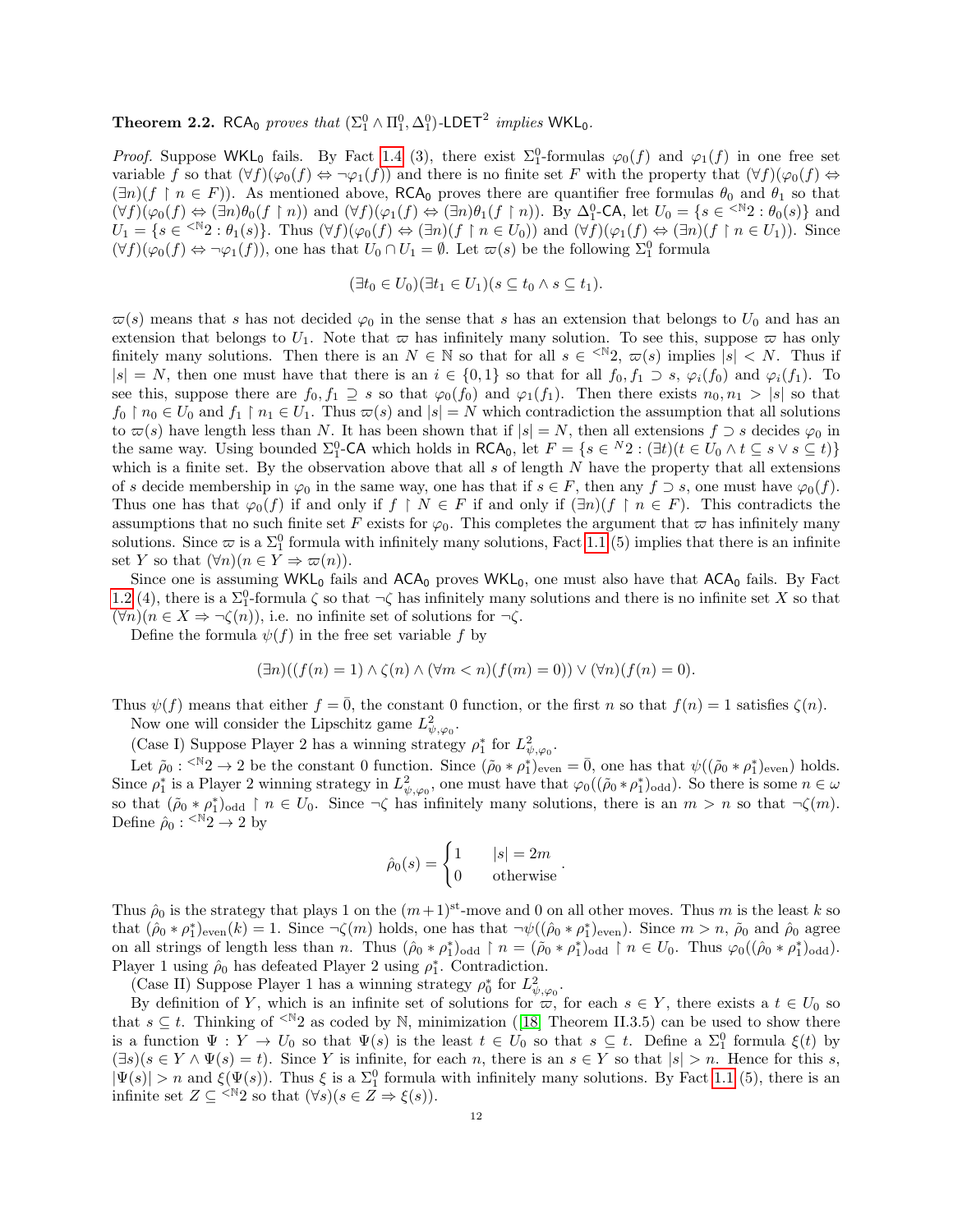**Theorem 2.2.** $\mathsf{RCA_0}$ *proves that* $(\Sigma^0_1 \wedge \Pi^0_1, \Delta^0_1)$-$\mathsf{LDET}^2$ *implies* $\mathsf{WKL_0}$.

*Proof.* Suppose $\mathsf{WKL_0}$ fails. By Fact 1.4 (3), there exist $\Sigma^0_1$-formulas $\varphi_0(f)$ and $\varphi_1(f)$ in one free set variable $f$ so that $(\forall f)(\varphi_0(f) \Leftrightarrow \neg\varphi_1(f))$ and there is no finite set $F$ with the property that $(\forall f)(\varphi_0(f) \Leftrightarrow (\exists n)(f \upharpoonright n \in F))$. As mentioned above, $\mathsf{RCA_0}$ proves there are quantifier free formulas $\theta_0$ and $\theta_1$ so that $(\forall f)(\varphi_0(f) \Leftrightarrow (\exists n)\theta_0(f \upharpoonright n))$ and $(\forall f)(\varphi_1(f) \Leftrightarrow (\exists n)\theta_1(f \upharpoonright n))$. By $\Delta^0_1$-$\mathsf{CA}$, let $U_0 = \{s \in {}^{<\mathbb{N}}2 : \theta_0(s)\}$ and $U_1 = \{s \in {}^{<\mathbb{N}}2 : \theta_1(s)\}$. Thus $(\forall f)(\varphi_0(f) \Leftrightarrow (\exists n)(f \upharpoonright n \in U_0))$ and $(\forall f)(\varphi_1(f) \Leftrightarrow (\exists n)(f \upharpoonright n \in U_1))$. Since $(\forall f)(\varphi_0(f) \Leftrightarrow \neg\varphi_1(f))$, one has that $U_0 \cap U_1 = \emptyset$. Let $\varpi(s)$ be the following $\Sigma^0_1$ formula

$$(\exists t_0 \in U_0)(\exists t_1 \in U_1)(s \subseteq t_0 \wedge s \subseteq t_1).$$

$\varpi(s)$ means that $s$ has not decided $\varphi_0$ in the sense that $s$ has an extension that belongs to $U_0$ and has an extension that belongs to $U_1$. Note that $\varpi$ has infinitely many solution. To see this, suppose $\varpi$ has only finitely many solutions. Then there is an $N \in \mathbb{N}$ so that for all $s \in {}^{<\mathbb{N}}2$, $\varpi(s)$ implies $|s| < N$. Thus if $|s| = N$, then one must have that there is an $i \in \{0,1\}$ so that for all $f_0, f_1 \supset s$, $\varphi_i(f_0)$ and $\varphi_i(f_1)$. To see this, suppose there are $f_0, f_1 \supseteq s$ so that $\varphi_0(f_0)$ and $\varphi_1(f_1)$. Then there exists $n_0, n_1 > |s|$ so that $f_0 \upharpoonright n_0 \in U_0$ and $f_1 \upharpoonright n_1 \in U_1$. Thus $\varpi(s)$ and $|s| = N$ which contradiction the assumption that all solutions to $\varpi(s)$ have length less than $N$. It has been shown that if $|s| = N$, then all extensions $f \supset s$ decides $\varphi_0$ in the same way. Using bounded $\Sigma^0_1$-$\mathsf{CA}$ which holds in $\mathsf{RCA_0}$, let $F = \{s \in {}^{N}2 : (\exists t)(t \in U_0 \wedge t \subseteq s \vee s \subseteq t)\}$ which is a finite set. By the observation above that all $s$ of length $N$ have the property that all extensions of $s$ decide membership in $\varphi_0$ in the same way, one has that if $s \in F$, then any $f \supset s$, one must have $\varphi_0(f)$. Thus one has that $\varphi_0(f)$ if and only if $f \upharpoonright N \in F$ if and only if $(\exists n)(f \upharpoonright n \in F)$. This contradicts the assumptions that no such finite set $F$ exists for $\varphi_0$. This completes the argument that $\varpi$ has infinitely many solutions. Since $\varpi$ is a $\Sigma^0_1$ formula with infinitely many solutions, Fact 1.1 (5) implies that there is an infinite set $Y$ so that $(\forall n)(n \in Y \Rightarrow \varpi(n))$.

Since one is assuming $\mathsf{WKL_0}$ fails and $\mathsf{ACA_0}$ proves $\mathsf{WKL_0}$, one must also have that $\mathsf{ACA_0}$ fails. By Fact 1.2 (4), there is a $\Sigma^0_1$-formula $\zeta$ so that $\neg\zeta$ has infinitely many solutions and there is no infinite set $X$ so that $(\forall n)(n \in X \Rightarrow \neg\zeta(n))$, i.e. no infinite set of solutions for $\neg\zeta$.

Define the formula $\psi(f)$ in the free set variable $f$ by

$$(\exists n)((f(n) = 1) \wedge \zeta(n) \wedge (\forall m < n)(f(m) = 0)) \vee (\forall n)(f(n) = 0).$$

Thus $\psi(f)$ means that either $f = \bar{0}$, the constant 0 function, or the first $n$ so that $f(n) = 1$ satisfies $\zeta(n)$.

Now one will consider the Lipschitz game $L^2_{\psi,\varphi_0}$.

(Case I) Suppose Player 2 has a winning strategy $\rho^*_1$ for $L^2_{\psi,\varphi_0}$.

Let $\tilde{\rho}_0 : {}^{<\mathbb{N}}2 \to 2$ be the constant 0 function. Since $(\tilde{\rho}_0 * \rho^*_1)_{\text{even}} = \bar{0}$, one has that $\psi((\tilde{\rho}_0 * \rho^*_1)_{\text{even}})$ holds. Since $\rho^*_1$ is a Player 2 winning strategy in $L^2_{\psi,\varphi_0}$, one must have that $\varphi_0((\tilde{\rho}_0 * \rho^*_1)_{\text{odd}})$. So there is some $n \in \omega$ so that $(\tilde{\rho}_0 * \rho^*_1)_{\text{odd}} \upharpoonright n \in U_0$. Since $\neg\zeta$ has infinitely many solutions, there is an $m > n$ so that $\neg\zeta(m)$. Define $\hat{\rho}_0 : {}^{<\mathbb{N}}2 \to 2$ by

$$\hat{\rho}_0(s) = \begin{cases} 1 & |s| = 2m \\ 0 & \text{otherwise} \end{cases}.$$

Thus $\hat{\rho}_0$ is the strategy that plays 1 on the $(m+1)^{\text{st}}$-move and 0 on all other moves. Thus $m$ is the least $k$ so that $(\hat{\rho}_0 * \rho^*_1)_{\text{even}}(k) = 1$. Since $\neg\zeta(m)$ holds, one has that $\neg\psi((\hat{\rho}_0 * \rho^*_1)_{\text{even}})$. Since $m > n$, $\tilde{\rho}_0$ and $\hat{\rho}_0$ agree on all strings of length less than $n$. Thus $(\hat{\rho}_0 * \rho^*_1)_{\text{odd}} \upharpoonright n = (\tilde{\rho}_0 * \rho^*_1)_{\text{odd}} \upharpoonright n \in U_0$. Thus $\varphi_0((\hat{\rho}_0 * \rho^*_1)_{\text{odd}})$. Player 1 using $\hat{\rho}_0$ has defeated Player 2 using $\rho^*_1$. Contradiction.

(Case II) Suppose Player 1 has a winning strategy $\rho^*_0$ for $L^2_{\psi,\varphi_0}$.

By definition of $Y$, which is an infinite set of solutions for $\varpi$, for each $s \in Y$, there exists a $t \in U_0$ so that $s \subseteq t$. Thinking of ${}^{<\mathbb{N}}2$ as coded by $\mathbb{N}$, minimization ([18] Theorem II.3.5) can be used to show there is a function $\Psi : Y \to U_0$ so that $\Psi(s)$ is the least $t \in U_0$ so that $s \subseteq t$. Define a $\Sigma^0_1$ formula $\xi(t)$ by $(\exists s)(s \in Y \wedge \Psi(s) = t)$. Since $Y$ is infinite, for each $n$, there is an $s \in Y$ so that $|s| > n$. Hence for this $s$, $|\Psi(s)| > n$ and $\xi(\Psi(s))$. Thus $\xi$ is a $\Sigma^0_1$ formula with infinitely many solutions. By Fact 1.1 (5), there is an infinite set $Z \subseteq {}^{<\mathbb{N}}2$ so that $(\forall s)(s \in Z \Rightarrow \xi(s))$.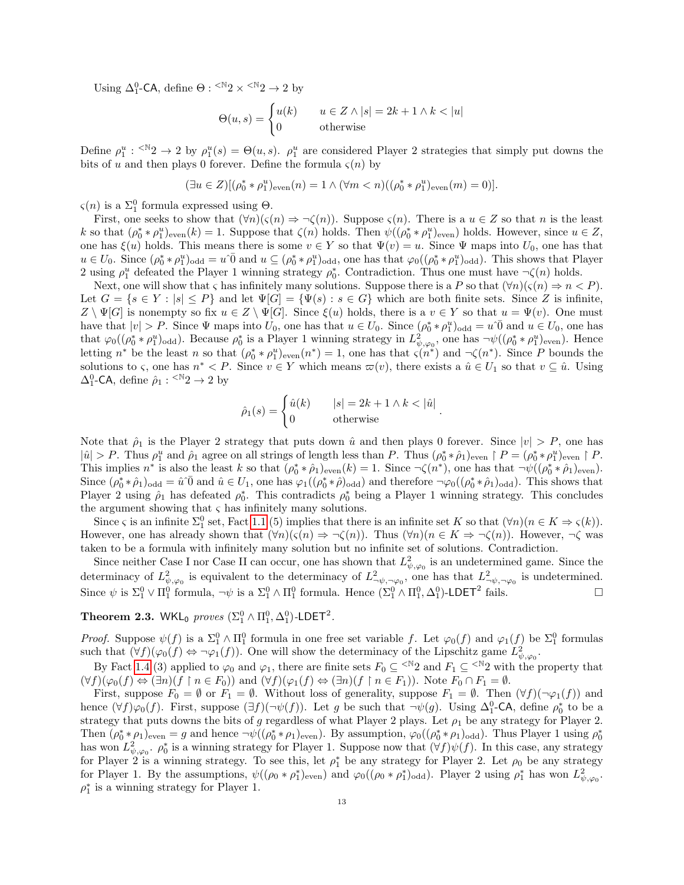Using $\Delta^0_1$-$\mathsf{CA}$, define $\Theta : {}^{<\mathbb{N}}2 \times {}^{<\mathbb{N}}2 \to 2$ by

$$\Theta(u, s) = \begin{cases} u(k) & u \in Z \wedge |s| = 2k+1 \wedge k < |u| \\ 0 & \text{otherwise} \end{cases}$$

Define $\rho_1^u : {}^{<\mathbb{N}}2 \to 2$ by $\rho_1^u(s) = \Theta(u, s)$. $\rho_1^u$ are considered Player 2 strategies that simply put downs the bits of $u$ and then plays 0 forever. Define the formula $\varsigma(n)$ by

$$(\exists u \in Z)[(\rho_0^* * \rho_1^u)_{\text{even}}(n) = 1 \wedge (\forall m < n)((\rho_0^* * \rho_1^u)_{\text{even}}(m) = 0)].$$

$\varsigma(n)$ is a $\Sigma^0_1$ formula expressed using $\Theta$.

First, one seeks to show that $(\forall n)(\varsigma(n) \Rightarrow \neg\zeta(n))$. Suppose $\varsigma(n)$. There is a $u \in Z$ so that $n$ is the least $k$ so that $(\rho_0^* * \rho_1^u)_{\text{even}}(k) = 1$. Suppose that $\zeta(n)$ holds. Then $\psi((\rho_0^* * \rho_1^u)_{\text{even}})$ holds. However, since $u \in Z$, one has $\xi(u)$ holds. This means there is some $v \in Y$ so that $\Psi(v) = u$. Since $\Psi$ maps into $U_0$, one has that $u \in U_0$. Since $(\rho_0^* * \rho_1^u)_{\text{odd}} = u\hat{\ }\bar{0}$ and $u \subseteq (\rho_0^* * \rho_1^u)_{\text{odd}}$, one has that $\varphi_0((\rho_0^* * \rho_1^u)_{\text{odd}})$. This shows that Player 2 using $\rho_1^u$ defeated the Player 1 winning strategy $\rho_0^*$. Contradiction. Thus one must have $\neg\zeta(n)$ holds.

Next, one will show that $\varsigma$ has infinitely many solutions. Suppose there is a $P$ so that $(\forall n)(\varsigma(n) \Rightarrow n < P)$. Let $G = \{s \in Y : |s| \leq P\}$ and let $\Psi[G] = \{\Psi(s) : s \in G\}$ which are both finite sets. Since $Z$ is infinite, $Z \setminus \Psi[G]$ is nonempty so fix $u \in Z \setminus \Psi[G]$. Since $\xi(u)$ holds, there is a $v \in Y$ so that $u = \Psi(v)$. One must have that $|v| > P$. Since $\Psi$ maps into $U_0$, one has that $u \in U_0$. Since $(\rho_0^* * \rho_1^u)_{\text{odd}} = u\hat{\ }\bar{0}$ and $u \in U_0$, one has that $\varphi_0((\rho_0^* * \rho_1^u)_{\text{odd}})$. Because $\rho_0^*$ is a Player 1 winning strategy in $L^2_{\psi,\varphi_0}$, one has $\neg\psi((\rho_0^* * \rho_1^u)_{\text{even}})$. Hence letting $n^*$ be the least $n$ so that $(\rho_0^* * \rho_1^u)_{\text{even}}(n^*) = 1$, one has that $\varsigma(n^*)$ and $\neg\zeta(n^*)$. Since $P$ bounds the solutions to $\varsigma$, one has $n^* < P$. Since $v \in Y$ which means $\varpi(v)$, there exists a $\hat{u} \in U_1$ so that $v \subseteq \hat{u}$. Using $\Delta^0_1$-$\mathsf{CA}$, define $\hat{\rho}_1 : {}^{<\mathbb{N}}2 \to 2$ by

$$\hat{\rho}_1(s) = \begin{cases} \hat{u}(k) & |s| = 2k+1 \wedge k < |\hat{u}| \\ 0 & \text{otherwise} \end{cases}.$$

Note that $\hat{\rho}_1$ is the Player 2 strategy that puts down $\hat{u}$ and then plays 0 forever. Since $|v| > P$, one has $|\hat{u}| > P$. Thus $\rho_1^u$ and $\hat{\rho}_1$ agree on all strings of length less than $P$. Thus $(\rho_0^* * \hat{\rho}_1)_{\text{even}} \upharpoonright P = (\rho_0^* * \rho_1^u)_{\text{even}} \upharpoonright P$. This implies $n^*$ is also the least $k$ so that $(\rho_0^* * \hat{\rho}_1)_{\text{even}}(k) = 1$. Since $\neg\zeta(n^*)$, one has that $\neg\psi((\rho_0^* * \hat{\rho}_1)_{\text{even}})$. Since $(\rho_0^* * \hat{\rho}_1)_{\text{odd}} = \hat{u}\hat{\ }\bar{0}$ and $\hat{u} \in U_1$, one has $\varphi_1((\rho_0^* * \hat{\rho})_{\text{odd}})$ and therefore $\neg\varphi_0((\rho_0^* * \hat{\rho}_1)_{\text{odd}})$. This shows that Player 2 using $\hat{\rho}_1$ has defeated $\rho_0^*$. This contradicts $\rho_0^*$ being a Player 1 winning strategy. This concludes the argument showing that $\varsigma$ has infinitely many solutions.

Since $\varsigma$ is an infinite $\Sigma^0_1$ set, Fact 1.1 (5) implies that there is an infinite set $K$ so that $(\forall n)(n \in K \Rightarrow \varsigma(k))$. However, one has already shown that $(\forall n)(\varsigma(n) \Rightarrow \neg\zeta(n))$. Thus $(\forall n)(n \in K \Rightarrow \neg\zeta(n))$. However, $\neg\zeta$ was taken to be a formula with infinitely many solution but no infinite set of solutions. Contradiction.

Since neither Case I nor Case II can occur, one has shown that $L^2_{\psi,\varphi_0}$ is an undetermined game. Since the determinacy of $L^2_{\psi,\varphi_0}$ is equivalent to the determinacy of $L^2_{\neg\psi,\neg\varphi_0}$, one has that $L^2_{\neg\psi,\neg\varphi_0}$ is undetermined. Since $\psi$ is $\Sigma^0_1 \vee \Pi^0_1$ formula, $\neg\psi$ is a $\Sigma^0_1 \wedge \Pi^0_1$ formula. Hence $(\Sigma^0_1 \wedge \Pi^0_1, \Delta^0_1)$-$\mathsf{LDET}^2$ fails. □

**Theorem 2.3.** $\mathsf{WKL_0}$ *proves* $(\Sigma^0_1 \wedge \Pi^0_1, \Delta^0_1)$-$\mathsf{LDET}^2$.

*Proof.* Suppose $\psi(f)$ is a $\Sigma^0_1 \wedge \Pi^0_1$ formula in one free set variable $f$. Let $\varphi_0(f)$ and $\varphi_1(f)$ be $\Sigma^0_1$ formulas such that $(\forall f)(\varphi_0(f) \Leftrightarrow \neg\varphi_1(f))$. One will show the determinacy of the Lipschitz game $L^2_{\psi,\varphi_0}$.

By Fact 1.4 (3) applied to $\varphi_0$ and $\varphi_1$, there are finite sets $F_0 \subseteq {}^{<\mathbb{N}}2$ and $F_1 \subseteq {}^{<\mathbb{N}}2$ with the property that $(\forall f)(\varphi_0(f) \Leftrightarrow (\exists n)(f \upharpoonright n \in F_0))$ and $(\forall f)(\varphi_1(f) \Leftrightarrow (\exists n)(f \upharpoonright n \in F_1))$. Note $F_0 \cap F_1 = \emptyset$.

First, suppose $F_0 = \emptyset$ or $F_1 = \emptyset$. Without loss of generality, suppose $F_1 = \emptyset$. Then $(\forall f)(\neg\varphi_1(f))$ and hence $(\forall f)\varphi_0(f)$. First, suppose $(\exists f)(\neg\psi(f))$. Let $g$ be such that $\neg\psi(g)$. Using $\Delta^0_1$-$\mathsf{CA}$, define $\rho_0^*$ to be a strategy that puts downs the bits of $g$ regardless of what Player 2 plays. Let $\rho_1$ be any strategy for Player 2. Then $(\rho_0^* * \rho_1)_{\text{even}} = g$ and hence $\neg\psi((\rho_0^* * \rho_1)_{\text{even}})$. By assumption, $\varphi_0((\rho_0^* * \rho_1)_{\text{odd}})$. Thus Player 1 using $\rho_0^*$ has won $L^2_{\psi,\varphi_0}$. $\rho_0^*$ is a winning strategy for Player 1. Suppose now that $(\forall f)\psi(f)$. In this case, any strategy for Player 2 is a winning strategy. To see this, let $\rho_1^*$ be any strategy for Player 2. Let $\rho_0$ be any strategy for Player 1. By the assumptions, $\psi((\rho_0 * \rho_1^*)_{\text{even}})$ and $\varphi_0((\rho_0 * \rho_1^*)_{\text{odd}})$. Player 2 using $\rho_1^*$ has won $L^2_{\psi,\varphi_0}$. $\rho_1^*$ is a winning strategy for Player 1.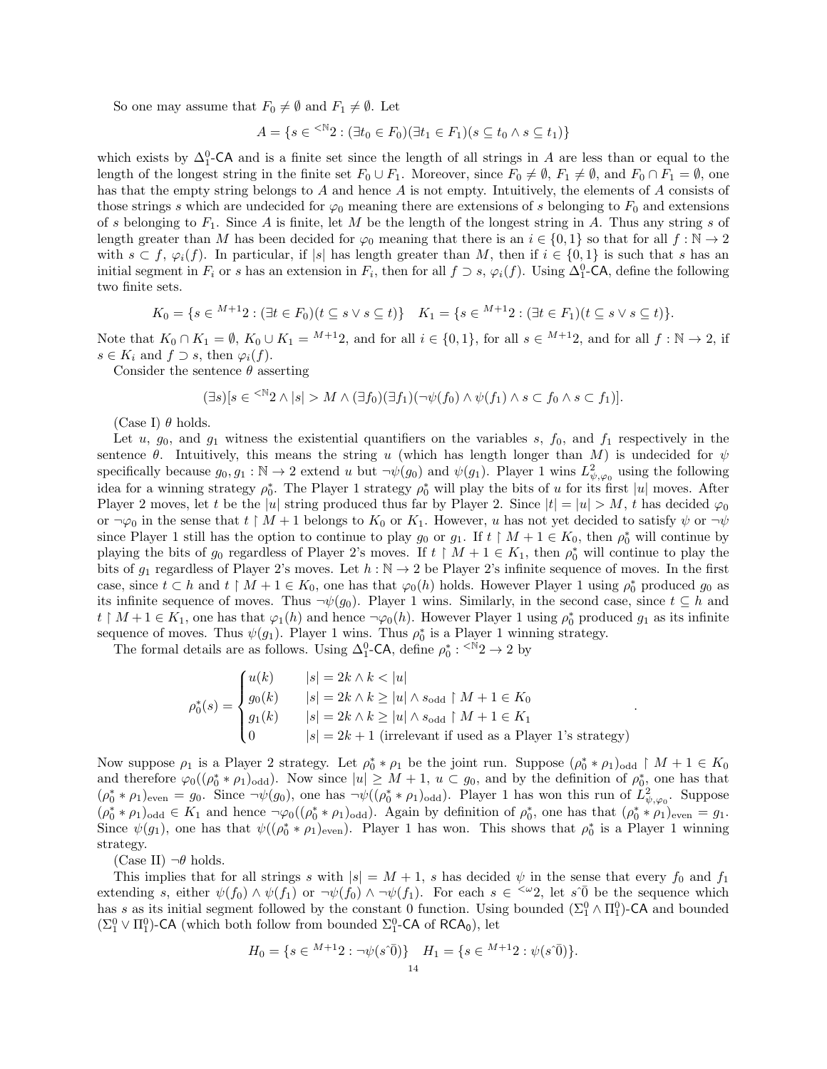So one may assume that $F_0 \neq \emptyset$ and $F_1 \neq \emptyset$. Let

$$A = \{s \in {}^{<\mathbb{N}}2 : (\exists t_0 \in F_0)(\exists t_1 \in F_1)(s \subseteq t_0 \wedge s \subseteq t_1)\}$$

which exists by $\Delta^0_1$-$\mathsf{CA}$ and is a finite set since the length of all strings in $A$ are less than or equal to the length of the longest string in the finite set $F_0 \cup F_1$. Moreover, since $F_0 \neq \emptyset$, $F_1 \neq \emptyset$, and $F_0 \cap F_1 = \emptyset$, one has that the empty string belongs to $A$ and hence $A$ is not empty. Intuitively, the elements of $A$ consists of those strings $s$ which are undecided for $\varphi_0$ meaning there are extensions of $s$ belonging to $F_0$ and extensions of $s$ belonging to $F_1$. Since $A$ is finite, let $M$ be the length of the longest string in $A$. Thus any string $s$ of length greater than $M$ has been decided for $\varphi_0$ meaning that there is an $i \in \{0, 1\}$ so that for all $f : \mathbb{N} \to 2$ with $s \subset f$, $\varphi_i(f)$. In particular, if $|s|$ has length greater than $M$, then if $i \in \{0, 1\}$ is such that $s$ has an initial segment in $F_i$ or $s$ has an extension in $F_i$, then for all $f \supset s$, $\varphi_i(f)$. Using $\Delta^0_1$-$\mathsf{CA}$, define the following two finite sets.

$$K_0 = \{s \in {}^{M+1}2 : (\exists t \in F_0)(t \subseteq s \vee s \subseteq t)\} \quad K_1 = \{s \in {}^{M+1}2 : (\exists t \in F_1)(t \subseteq s \vee s \subseteq t)\}.$$

Note that $K_0 \cap K_1 = \emptyset$, $K_0 \cup K_1 = {}^{M+1}2$, and for all $i \in \{0, 1\}$, for all $s \in {}^{M+1}2$, and for all $f : \mathbb{N} \to 2$, if $s \in K_i$ and $f \supset s$, then $\varphi_i(f)$.

Consider the sentence $\theta$ asserting

$$(\exists s)[s \in {}^{<\mathbb{N}}2 \wedge |s| > M \wedge (\exists f_0)(\exists f_1)(\neg\psi(f_0) \wedge \psi(f_1) \wedge s \subset f_0 \wedge s \subset f_1)].$$

(Case I) $\theta$ holds.

Let $u$, $g_0$, and $g_1$ witness the existential quantifiers on the variables $s$, $f_0$, and $f_1$ respectively in the sentence $\theta$. Intuitively, this means the string $u$ (which has length longer than $M$) is undecided for $\psi$ specifically because $g_0, g_1 : \mathbb{N} \to 2$ extend $u$ but $\neg\psi(g_0)$ and $\psi(g_1)$. Player 1 wins $L^2_{\psi,\varphi_0}$ using the following idea for a winning strategy $\rho^*_0$. The Player 1 strategy $\rho^*_0$ will play the bits of $u$ for its first $|u|$ moves. After Player 2 moves, let $t$ be the $|u|$ string produced thus far by Player 2. Since $|t| = |u| > M$, $t$ has decided $\varphi_0$ or $\neg\varphi_0$ in the sense that $t \restriction M + 1$ belongs to $K_0$ or $K_1$. However, $u$ has not yet decided to satisfy $\psi$ or $\neg\psi$ since Player 1 still has the option to continue to play $g_0$ or $g_1$. If $t \restriction M + 1 \in K_0$, then $\rho^*_0$ will continue by playing the bits of $g_0$ regardless of Player 2's moves. If $t \restriction M + 1 \in K_1$, then $\rho^*_0$ will continue to play the bits of $g_1$ regardless of Player 2's moves. Let $h : \mathbb{N} \to 2$ be Player 2's infinite sequence of moves. In the first case, since $t \subset h$ and $t \restriction M + 1 \in K_0$, one has that $\varphi_0(h)$ holds. However Player 1 using $\rho^*_0$ produced $g_0$ as its infinite sequence of moves. Thus $\neg\psi(g_0)$. Player 1 wins. Similarly, in the second case, since $t \subseteq h$ and $t \restriction M + 1 \in K_1$, one has that $\varphi_1(h)$ and hence $\neg\varphi_0(h)$. However Player 1 using $\rho^*_0$ produced $g_1$ as its infinite sequence of moves. Thus $\psi(g_1)$. Player 1 wins. Thus $\rho^*_0$ is a Player 1 winning strategy.

The formal details are as follows. Using $\Delta^0_1$-$\mathsf{CA}$, define $\rho^*_0 : {}^{<\mathbb{N}}2 \to 2$ by

$$\rho^*_0(s) = \begin{cases} u(k) & |s| = 2k \wedge k < |u| \\ g_0(k) & |s| = 2k \wedge k \geq |u| \wedge s_{\text{odd}} \restriction M + 1 \in K_0 \\ g_1(k) & |s| = 2k \wedge k \geq |u| \wedge s_{\text{odd}} \restriction M + 1 \in K_1 \\ 0 & |s| = 2k + 1 \text{ (irrelevant if used as a Player 1's strategy)} \end{cases}.$$

Now suppose $\rho_1$ is a Player 2 strategy. Let $\rho^*_0 * \rho_1$ be the joint run. Suppose $(\rho^*_0 * \rho_1)_{\text{odd}} \restriction M + 1 \in K_0$ and therefore $\varphi_0((\rho^*_0 * \rho_1)_{\text{odd}})$. Now since $|u| \geq M + 1$, $u \subset g_0$, and by the definition of $\rho^*_0$, one has that $(\rho^*_0 * \rho_1)_{\text{even}} = g_0$. Since $\neg\psi(g_0)$, one has $\neg\psi((\rho^*_0 * \rho_1)_{\text{odd}})$. Player 1 has won this run of $L^2_{\psi,\varphi_0}$. Suppose $(\rho^*_0 * \rho_1)_{\text{odd}} \in K_1$ and hence $\neg\varphi_0((\rho^*_0 * \rho_1)_{\text{odd}})$. Again by definition of $\rho^*_0$, one has that $(\rho^*_0 * \rho_1)_{\text{even}} = g_1$. Since $\psi(g_1)$, one has that $\psi((\rho^*_0 * \rho_1)_{\text{even}})$. Player 1 has won. This shows that $\rho^*_0$ is a Player 1 winning strategy.

(Case II) $\neg\theta$ holds.

This implies that for all strings $s$ with $|s| = M + 1$, $s$ has decided $\psi$ in the sense that every $f_0$ and $f_1$ extending $s$, either $\psi(f_0) \wedge \psi(f_1)$ or $\neg\psi(f_0) \wedge \neg\psi(f_1)$. For each $s \in {}^{<\omega}2$, let $s\hat{\ }\bar{0}$ be the sequence which has $s$ as its initial segment followed by the constant 0 function. Using bounded $(\Sigma^0_1 \wedge \Pi^0_1)$-$\mathsf{CA}$ and bounded $(\Sigma^0_1 \vee \Pi^0_1)$-$\mathsf{CA}$ (which both follow from bounded $\Sigma^0_1$-$\mathsf{CA}$ of $\mathsf{RCA_0}$), let

$$H_0 = \{s \in {}^{M+1}2 : \neg\psi(s\hat{\ }\bar{0})\} \quad H_1 = \{s \in {}^{M+1}2 : \psi(s\hat{\ }\bar{0})\}.$$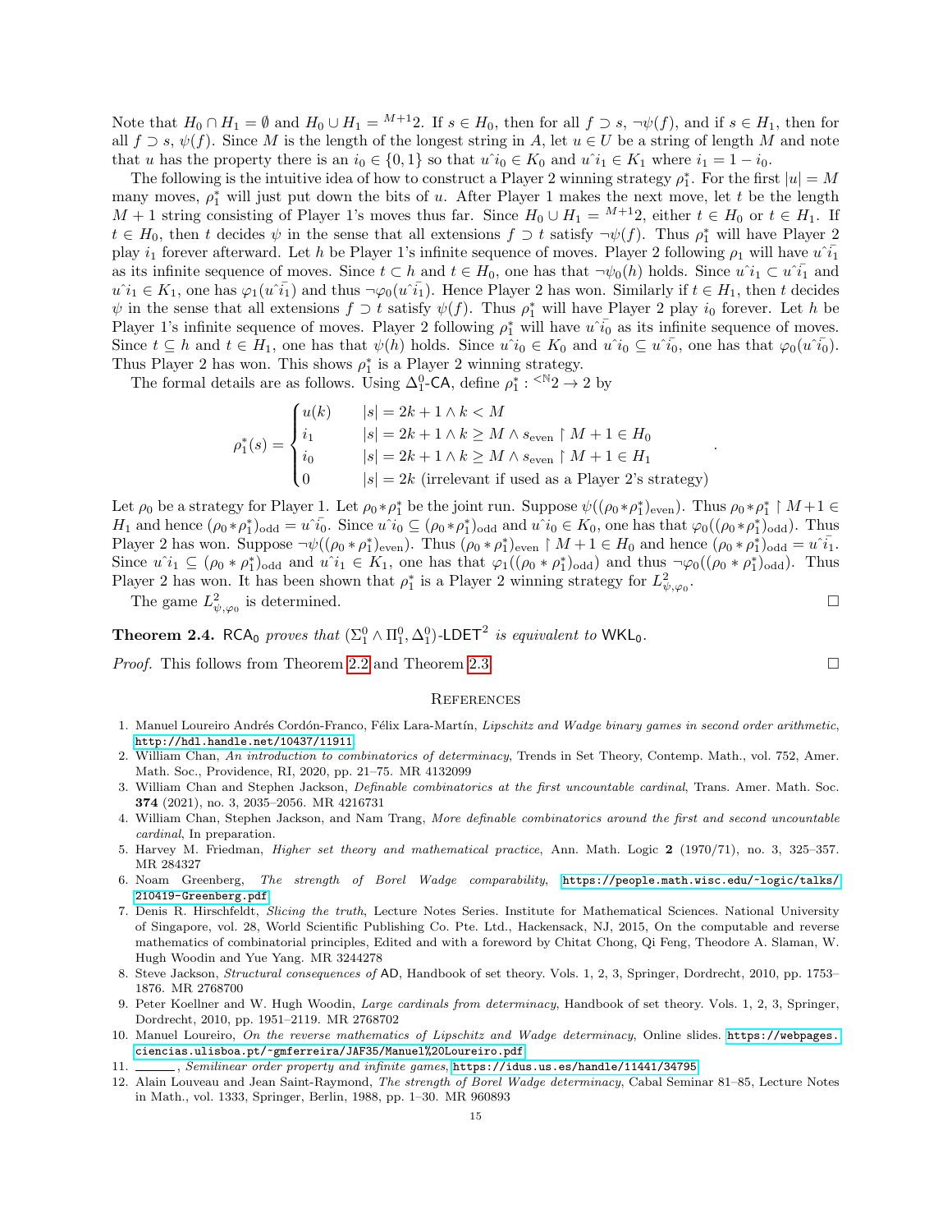Note that $H_0 \cap H_1 = \emptyset$ and $H_0 \cup H_1 = {}^{M+1}2$. If $s \in H_0$, then for all $f \supset s$, $\neg\psi(f)$, and if $s \in H_1$, then for all $f \supset s$, $\psi(f)$. Since $M$ is the length of the longest string in $A$, let $u \in U$ be a string of length $M$ and note that $u$ has the property there is an $i_0 \in \{0, 1\}$ so that $u\hat{\ }i_0 \in K_0$ and $u\hat{\ }i_1 \in K_1$ where $i_1 = 1 - i_0$.

The following is the intuitive idea of how to construct a Player 2 winning strategy $\rho_1^*$. For the first $|u| = M$ many moves, $\rho_1^*$ will just put down the bits of $u$. After Player 1 makes the next move, let $t$ be the length $M + 1$ string consisting of Player 1's moves thus far. Since $H_0 \cup H_1 = {}^{M+1}2$, either $t \in H_0$ or $t \in H_1$. If $t \in H_0$, then $t$ decides $\psi$ in the sense that all extensions $f \supset t$ satisfy $\neg\psi(f)$. Thus $\rho_1^*$ will have Player 2 play $i_1$ forever afterward. Let $h$ be Player 1's infinite sequence of moves. Player 2 following $\rho_1$ will have $u\hat{\ }\bar{i_1}$ as its infinite sequence of moves. Since $t \subset h$ and $t \in H_0$, one has that $\neg\psi_0(h)$ holds. Since $u\hat{\ }i_1 \subset u\hat{\ }\bar{i_1}$ and $u\hat{\ }i_1 \in K_1$, one has $\varphi_1(u\hat{\ }\bar{i_1})$ and thus $\neg\varphi_0(u\hat{\ }\bar{i_1})$. Hence Player 2 has won. Similarly if $t \in H_1$, then $t$ decides $\psi$ in the sense that all extensions $f \supset t$ satisfy $\psi(f)$. Thus $\rho_1^*$ will have Player 2 play $i_0$ forever. Let $h$ be Player 1's infinite sequence of moves. Player 2 following $\rho_1^*$ will have $u\hat{\ }\bar{i_0}$ as its infinite sequence of moves. Since $t \subseteq h$ and $t \in H_1$, one has that $\psi(h)$ holds. Since $u\hat{\ }i_0 \in K_0$ and $u\hat{\ }i_0 \subseteq u\hat{\ }\bar{i_0}$, one has that $\varphi_0(u\hat{\ }\bar{i_0})$. Thus Player 2 has won. This shows $\rho_1^*$ is a Player 2 winning strategy.

The formal details are as follows. Using $\Delta_1^0$-$\mathsf{CA}$, define $\rho_1^* : {}^{<\mathbb{N}}2 \to 2$ by

$$\rho_1^*(s) = \begin{cases} u(k) & |s| = 2k+1 \wedge k < M \\ i_1 & |s| = 2k+1 \wedge k \geq M \wedge s_{\text{even}} \upharpoonright M+1 \in H_0 \\ i_0 & |s| = 2k+1 \wedge k \geq M \wedge s_{\text{even}} \upharpoonright M+1 \in H_1 \\ 0 & |s| = 2k \text{ (irrelevant if used as a Player 2's strategy)} \end{cases}.$$

Let $\rho_0$ be a strategy for Player 1. Let $\rho_0 * \rho_1^*$ be the joint run. Suppose $\psi((\rho_0 * \rho_1^*)_{\text{even}})$. Thus $\rho_0 * \rho_1^* \upharpoonright M+1 \in H_1$ and hence $(\rho_0 * \rho_1^*)_{\text{odd}} = u\hat{\ }\bar{i_0}$. Since $u\hat{\ }i_0 \subseteq (\rho_0 * \rho_1^*)_{\text{odd}}$ and $u\hat{\ }i_0 \in K_0$, one has that $\varphi_0((\rho_0 * \rho_1^*)_{\text{odd}})$. Thus Player 2 has won. Suppose $\neg\psi((\rho_0 * \rho_1^*)_{\text{even}})$. Thus $(\rho_0 * \rho_1^*)_{\text{even}} \upharpoonright M+1 \in H_0$ and hence $(\rho_0 * \rho_1^*)_{\text{odd}} = u\hat{\ }\bar{i_1}$. Since $u\hat{\ }i_1 \subseteq (\rho_0 * \rho_1^*)_{\text{odd}}$ and $u\hat{\ }i_1 \in K_1$, one has that $\varphi_1((\rho_0 * \rho_1^*)_{\text{odd}})$ and thus $\neg\varphi_0((\rho_0 * \rho_1^*)_{\text{odd}})$. Thus Player 2 has won. It has been shown that $\rho_1^*$ is a Player 2 winning strategy for $L^2_{\psi,\varphi_0}$.

The game $L^2_{\psi,\varphi_0}$ is determined. □

**Theorem 2.4.** $\mathsf{RCA_0}$ *proves that* $(\Sigma_1^0 \wedge \Pi_1^0, \Delta_1^0)$-$\mathsf{LDET}^2$ *is equivalent to* $\mathsf{WKL_0}$.

*Proof.* This follows from Theorem 2.2 and Theorem 2.3. □

## References

1. Manuel Loureiro Andrés Cordón-Franco, Félix Lara-Martín, *Lipschitz and Wadge binary games in second order arithmetic*, http://hdl.handle.net/10437/11911.
2. William Chan, *An introduction to combinatorics of determinacy*, Trends in Set Theory, Contemp. Math., vol. 752, Amer. Math. Soc., Providence, RI, 2020, pp. 21–75. MR 4132099
3. William Chan and Stephen Jackson, *Definable combinatorics at the first uncountable cardinal*, Trans. Amer. Math. Soc. **374** (2021), no. 3, 2035–2056. MR 4216731
4. William Chan, Stephen Jackson, and Nam Trang, *More definable combinatorics around the first and second uncountable cardinal*, In preparation.
5. Harvey M. Friedman, *Higher set theory and mathematical practice*, Ann. Math. Logic **2** (1970/71), no. 3, 325–357. MR 284327
6. Noam Greenberg, *The strength of Borel Wadge comparability*, https://people.math.wisc.edu/~logic/talks/210419-Greenberg.pdf.
7. Denis R. Hirschfeldt, *Slicing the truth*, Lecture Notes Series. Institute for Mathematical Sciences. National University of Singapore, vol. 28, World Scientific Publishing Co. Pte. Ltd., Hackensack, NJ, 2015, On the computable and reverse mathematics of combinatorial principles, Edited and with a foreword by Chitat Chong, Qi Feng, Theodore A. Slaman, W. Hugh Woodin and Yue Yang. MR 3244278
8. Steve Jackson, *Structural consequences of* AD, Handbook of set theory. Vols. 1, 2, 3, Springer, Dordrecht, 2010, pp. 1753–1876. MR 2768700
9. Peter Koellner and W. Hugh Woodin, *Large cardinals from determinacy*, Handbook of set theory. Vols. 1, 2, 3, Springer, Dordrecht, 2010, pp. 1951–2119. MR 2768702
10. Manuel Loureiro, *On the reverse mathematics of Lipschitz and Wadge determinacy*, Online slides. https://webpages.ciencias.ulisboa.pt/~gmferreira/JAF35/Manuel%20Loureiro.pdf.
11. ______, *Semilinear order property and infinite games*, https://idus.us.es/handle/11441/34795.
12. Alain Louveau and Jean Saint-Raymond, *The strength of Borel Wadge determinacy*, Cabal Seminar 81–85, Lecture Notes in Math., vol. 1333, Springer, Berlin, 1988, pp. 1–30. MR 960893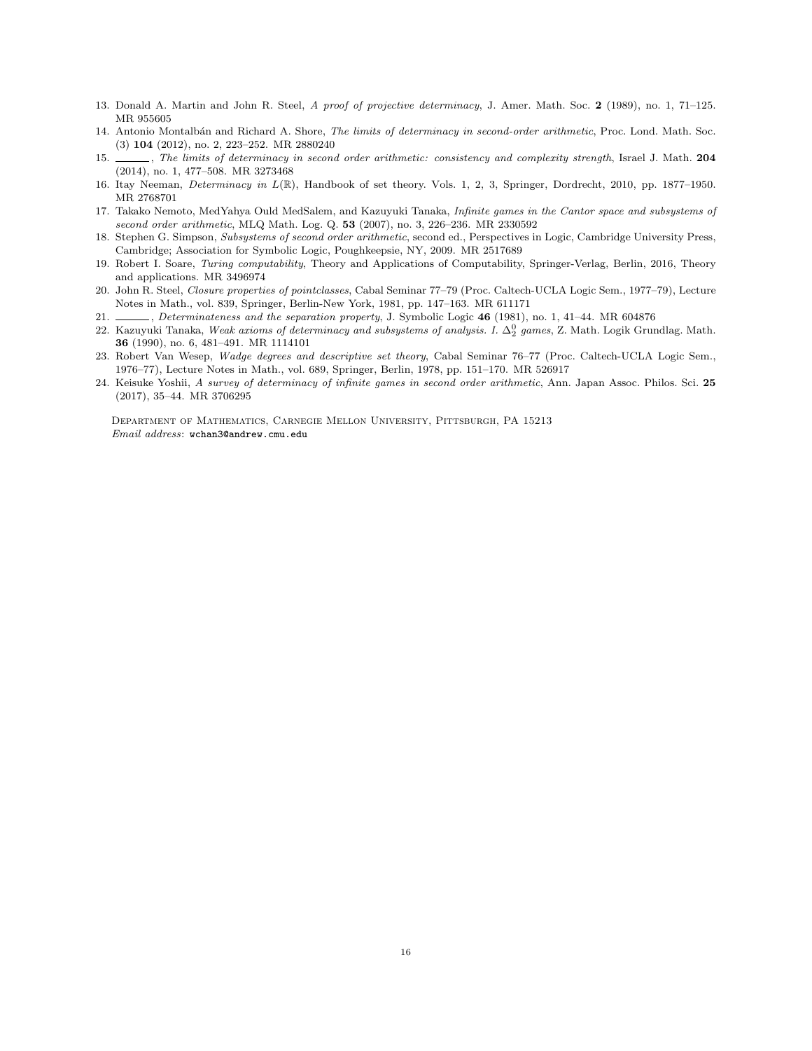13. Donald A. Martin and John R. Steel, *A proof of projective determinacy*, J. Amer. Math. Soc. **2** (1989), no. 1, 71–125. MR 955605
14. Antonio Montalbán and Richard A. Shore, *The limits of determinacy in second-order arithmetic*, Proc. Lond. Math. Soc. (3) **104** (2012), no. 2, 223–252. MR 2880240
15. ______, *The limits of determinacy in second order arithmetic: consistency and complexity strength*, Israel J. Math. **204** (2014), no. 1, 477–508. MR 3273468
16. Itay Neeman, *Determinacy in* $L(\mathbb{R})$, Handbook of set theory. Vols. 1, 2, 3, Springer, Dordrecht, 2010, pp. 1877–1950. MR 2768701
17. Takako Nemoto, MedYahya Ould MedSalem, and Kazuyuki Tanaka, *Infinite games in the Cantor space and subsystems of second order arithmetic*, MLQ Math. Log. Q. **53** (2007), no. 3, 226–236. MR 2330592
18. Stephen G. Simpson, *Subsystems of second order arithmetic*, second ed., Perspectives in Logic, Cambridge University Press, Cambridge; Association for Symbolic Logic, Poughkeepsie, NY, 2009. MR 2517689
19. Robert I. Soare, *Turing computability*, Theory and Applications of Computability, Springer-Verlag, Berlin, 2016, Theory and applications. MR 3496974
20. John R. Steel, *Closure properties of pointclasses*, Cabal Seminar 77–79 (Proc. Caltech-UCLA Logic Sem., 1977–79), Lecture Notes in Math., vol. 839, Springer, Berlin-New York, 1981, pp. 147–163. MR 611171
21. ______, *Determinateness and the separation property*, J. Symbolic Logic **46** (1981), no. 1, 41–44. MR 604876
22. Kazuyuki Tanaka, *Weak axioms of determinacy and subsystems of analysis. I.* $\Delta^0_2$ *games*, Z. Math. Logik Grundlag. Math. **36** (1990), no. 6, 481–491. MR 1114101
23. Robert Van Wesep, *Wadge degrees and descriptive set theory*, Cabal Seminar 76–77 (Proc. Caltech-UCLA Logic Sem., 1976–77), Lecture Notes in Math., vol. 689, Springer, Berlin, 1978, pp. 151–170. MR 526917
24. Keisuke Yoshii, *A survey of determinacy of infinite games in second order arithmetic*, Ann. Japan Assoc. Philos. Sci. **25** (2017), 35–44. MR 3706295

Department of Mathematics, Carnegie Mellon University, Pittsburgh, PA 15213
*Email address*: `wchan3@andrew.cmu.edu`